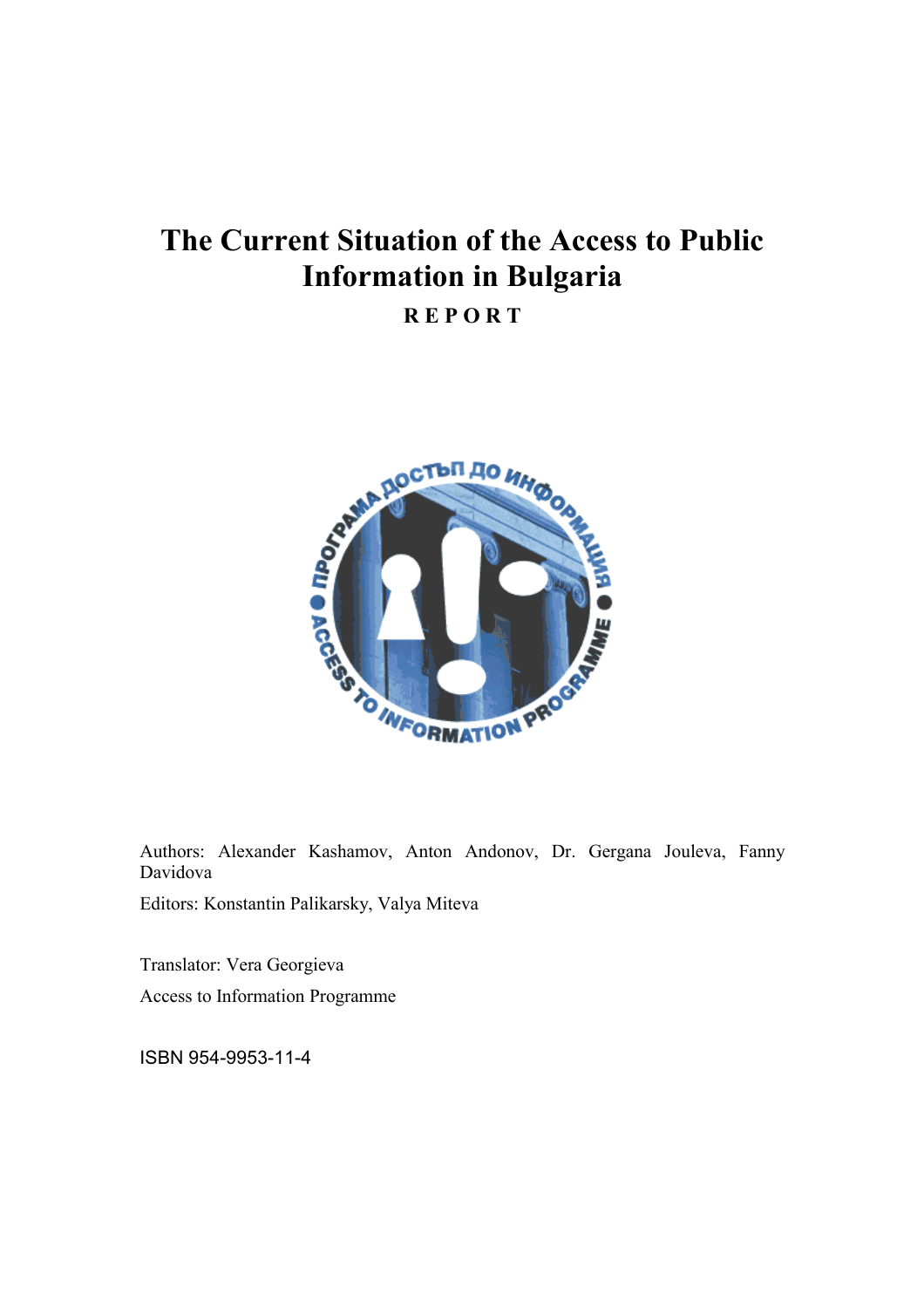# The Current Situation of the Access to Public Information in Bulgaria

**R E P O R T**

Authors: Alexander Kashamov, Anton Andonov, Dr. Gergana Jouleva, Fanny Davidova

Editors: Konstantin Palikarsky, Valya Miteva

Translator: Vera Georgieva

Access to Information Programme

ISBN 954-9953-11-4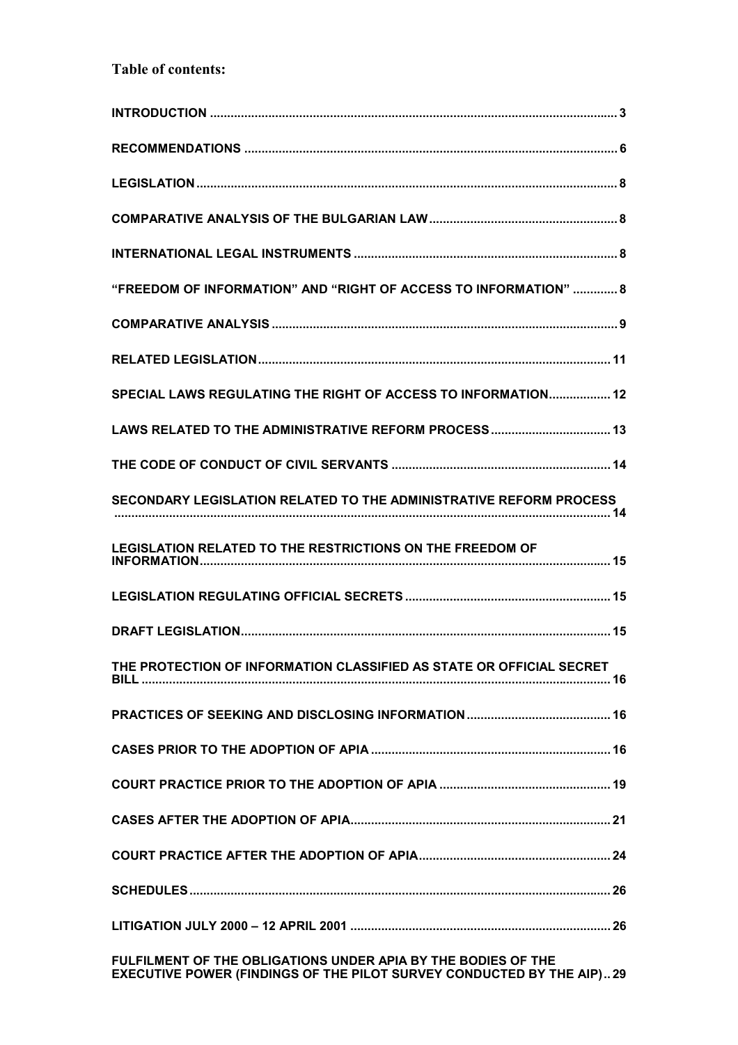**Table of contents:**

INTRODUCTION ........................................................................................................................ 3

RECOMMENDATIONS ............................................................................................................ 6

LEGISLATION .......................................................................................................................... 8

COMPARATIVE ANALYSIS OF THE BULGARIAN LAW ....................................................... 8

INTERNATIONAL LEGAL INSTRUMENTS ............................................................................ 8

“FREEDOM OF INFORMATION” AND “RIGHT OF ACCESS TO INFORMATION” ............. 8

COMPARATIVE ANALYSIS .................................................................................................... 9

RELATED LEGISLATION ...................................................................................................... 11

SPECIAL LAWS REGULATING THE RIGHT OF ACCESS TO INFORMATION .................. 12

LAWS RELATED TO THE ADMINISTRATIVE REFORM PROCESS ................................... 13

THE CODE OF CONDUCT OF CIVIL SERVANTS ................................................................ 14

SECONDARY LEGISLATION RELATED TO THE ADMINISTRATIVE REFORM PROCESS ................................................................................................................................................ 14

LEGISLATION RELATED TO THE RESTRICTIONS ON THE FREEDOM OF INFORMATION ........................................................................................................................ 15

LEGISLATION REGULATING OFFICIAL SECRETS ............................................................ 15

DRAFT LEGISLATION ............................................................................................................ 15

THE PROTECTION OF INFORMATION CLASSIFIED AS STATE OR OFFICIAL SECRET BILL ......................................................................................................................................... 16

PRACTICES OF SEEKING AND DISCLOSING INFORMATION .......................................... 16

CASES PRIOR TO THE ADOPTION OF APIA ...................................................................... 16

COURT PRACTICE PRIOR TO THE ADOPTION OF APIA .................................................. 19

CASES AFTER THE ADOPTION OF APIA ............................................................................ 21

COURT PRACTICE AFTER THE ADOPTION OF APIA ........................................................ 24

SCHEDULES ........................................................................................................................... 26

LITIGATION JULY 2000 – 12 APRIL 2001 ............................................................................ 26

FULFILMENT OF THE OBLIGATIONS UNDER APIA BY THE BODIES OF THE EXECUTIVE POWER (FINDINGS OF THE PILOT SURVEY CONDUCTED BY THE AIP) .. 29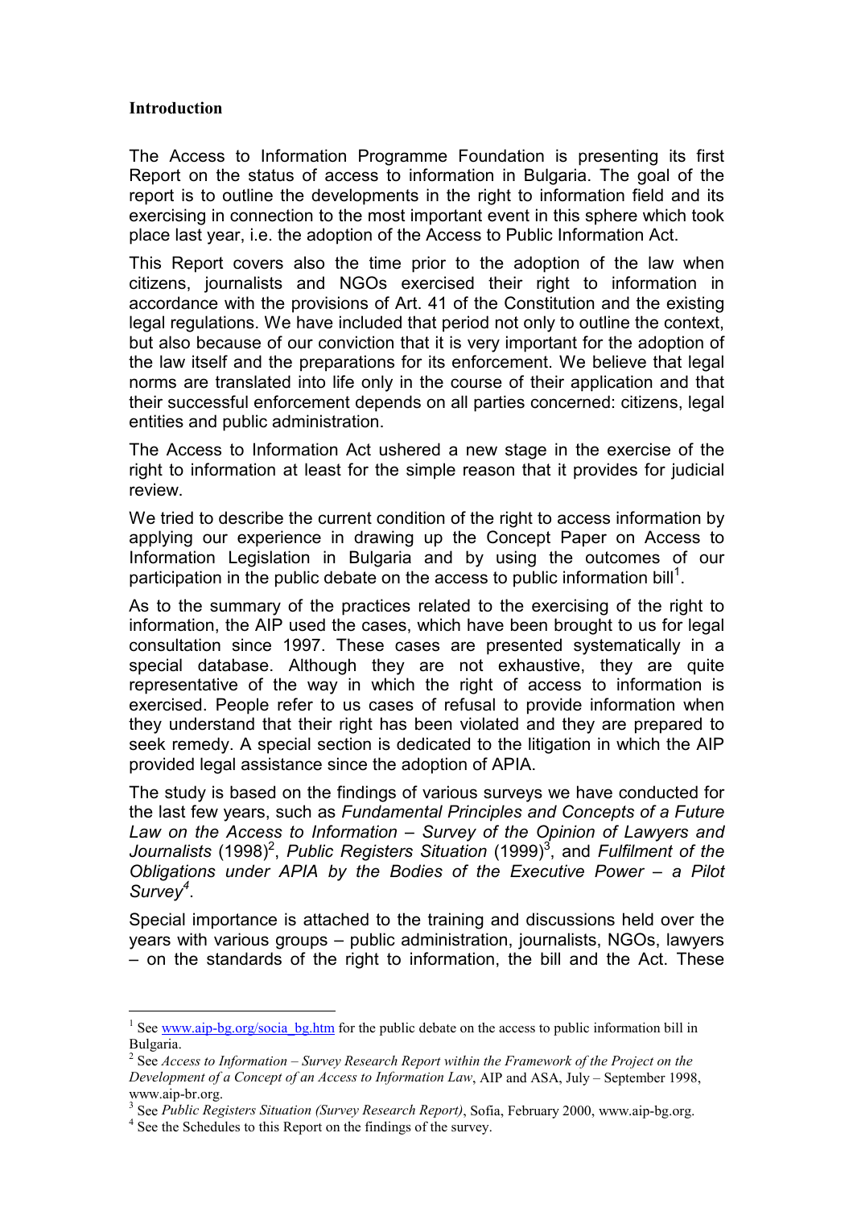**Introduction**

The Access to Information Programme Foundation is presenting its first Report on the status of access to information in Bulgaria. The goal of the report is to outline the developments in the right to information field and its exercising in connection to the most important event in this sphere which took place last year, i.e. the adoption of the Access to Public Information Act.

This Report covers also the time prior to the adoption of the law when citizens, journalists and NGOs exercised their right to information in accordance with the provisions of Art. 41 of the Constitution and the existing legal regulations. We have included that period not only to outline the context, but also because of our conviction that it is very important for the adoption of the law itself and the preparations for its enforcement. We believe that legal norms are translated into life only in the course of their application and that their successful enforcement depends on all parties concerned: citizens, legal entities and public administration.

The Access to Information Act ushered a new stage in the exercise of the right to information at least for the simple reason that it provides for judicial review.

We tried to describe the current condition of the right to access information by applying our experience in drawing up the Concept Paper on Access to Information Legislation in Bulgaria and by using the outcomes of our participation in the public debate on the access to public information bill[1].

As to the summary of the practices related to the exercising of the right to information, the AIP used the cases, which have been brought to us for legal consultation since 1997. These cases are presented systematically in a special database. Although they are not exhaustive, they are quite representative of the way in which the right of access to information is exercised. People refer to us cases of refusal to provide information when they understand that their right has been violated and they are prepared to seek remedy. A special section is dedicated to the litigation in which the AIP provided legal assistance since the adoption of APIA.

The study is based on the findings of various surveys we have conducted for the last few years, such as *Fundamental Principles and Concepts of a Future Law on the Access to Information – Survey of the Opinion of Lawyers and Journalists* (1998)[2], *Public Registers Situation* (1999)[3], and *Fulfilment of the Obligations under APIA by the Bodies of the Executive Power – a Pilot Survey*[4].

Special importance is attached to the training and discussions held over the years with various groups – public administration, journalists, NGOs, lawyers – on the standards of the right to information, the bill and the Act. These

---

[1] See www.aip-bg.org/socia_bg.htm for the public debate on the access to public information bill in Bulgaria.

[2] See *Access to Information – Survey Research Report within the Framework of the Project on the Development of a Concept of an Access to Information Law*, AIP and ASA, July – September 1998, www.aip-br.org.

[3] See *Public Registers Situation (Survey Research Report)*, Sofia, February 2000, www.aip-bg.org.

[4] See the Schedules to this Report on the findings of the survey.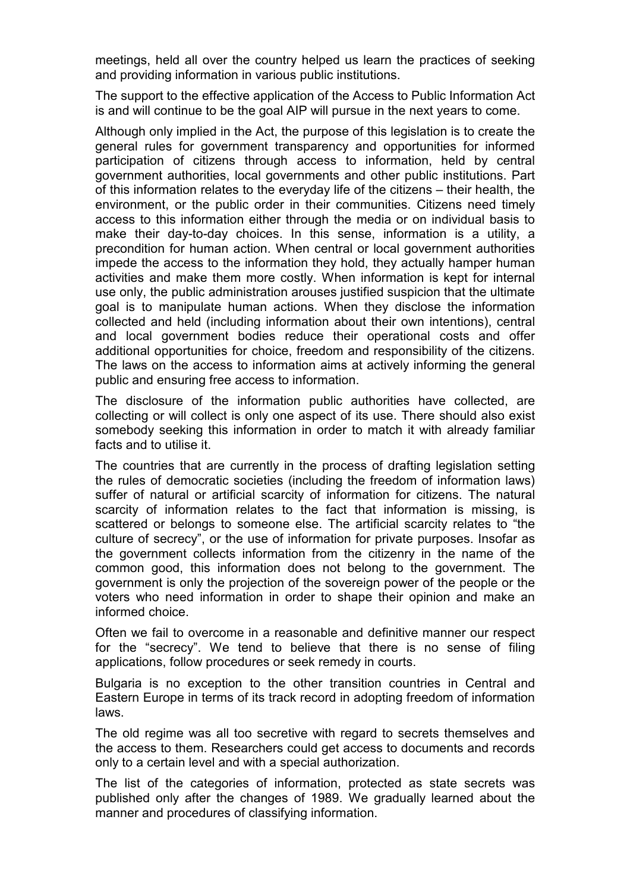meetings, held all over the country helped us learn the practices of seeking and providing information in various public institutions.

The support to the effective application of the Access to Public Information Act is and will continue to be the goal AIP will pursue in the next years to come.

Although only implied in the Act, the purpose of this legislation is to create the general rules for government transparency and opportunities for informed participation of citizens through access to information, held by central government authorities, local governments and other public institutions. Part of this information relates to the everyday life of the citizens – their health, the environment, or the public order in their communities. Citizens need timely access to this information either through the media or on individual basis to make their day-to-day choices. In this sense, information is a utility, a precondition for human action. When central or local government authorities impede the access to the information they hold, they actually hamper human activities and make them more costly. When information is kept for internal use only, the public administration arouses justified suspicion that the ultimate goal is to manipulate human actions. When they disclose the information collected and held (including information about their own intentions), central and local government bodies reduce their operational costs and offer additional opportunities for choice, freedom and responsibility of the citizens. The laws on the access to information aims at actively informing the general public and ensuring free access to information.

The disclosure of the information public authorities have collected, are collecting or will collect is only one aspect of its use. There should also exist somebody seeking this information in order to match it with already familiar facts and to utilise it.

The countries that are currently in the process of drafting legislation setting the rules of democratic societies (including the freedom of information laws) suffer of natural or artificial scarcity of information for citizens. The natural scarcity of information relates to the fact that information is missing, is scattered or belongs to someone else. The artificial scarcity relates to "the culture of secrecy", or the use of information for private purposes. Insofar as the government collects information from the citizenry in the name of the common good, this information does not belong to the government. The government is only the projection of the sovereign power of the people or the voters who need information in order to shape their opinion and make an informed choice.

Often we fail to overcome in a reasonable and definitive manner our respect for the "secrecy". We tend to believe that there is no sense of filing applications, follow procedures or seek remedy in courts.

Bulgaria is no exception to the other transition countries in Central and Eastern Europe in terms of its track record in adopting freedom of information laws.

The old regime was all too secretive with regard to secrets themselves and the access to them. Researchers could get access to documents and records only to a certain level and with a special authorization.

The list of the categories of information, protected as state secrets was published only after the changes of 1989. We gradually learned about the manner and procedures of classifying information.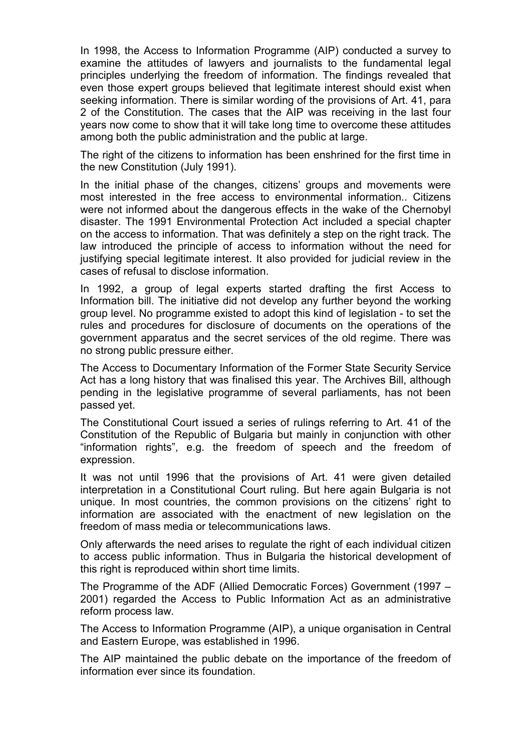In 1998, the Access to Information Programme (AIP) conducted a survey to examine the attitudes of lawyers and journalists to the fundamental legal principles underlying the freedom of information. The findings revealed that even those expert groups believed that legitimate interest should exist when seeking information. There is similar wording of the provisions of Art. 41, para 2 of the Constitution. The cases that the AIP was receiving in the last four years now come to show that it will take long time to overcome these attitudes among both the public administration and the public at large.

The right of the citizens to information has been enshrined for the first time in the new Constitution (July 1991).

In the initial phase of the changes, citizens' groups and movements were most interested in the free access to environmental information.. Citizens were not informed about the dangerous effects in the wake of the Chernobyl disaster. The 1991 Environmental Protection Act included a special chapter on the access to information. That was definitely a step on the right track. The law introduced the principle of access to information without the need for justifying special legitimate interest. It also provided for judicial review in the cases of refusal to disclose information.

In 1992, a group of legal experts started drafting the first Access to Information bill. The initiative did not develop any further beyond the working group level. No programme existed to adopt this kind of legislation - to set the rules and procedures for disclosure of documents on the operations of the government apparatus and the secret services of the old regime. There was no strong public pressure either.

The Access to Documentary Information of the Former State Security Service Act has a long history that was finalised this year. The Archives Bill, although pending in the legislative programme of several parliaments, has not been passed yet.

The Constitutional Court issued a series of rulings referring to Art. 41 of the Constitution of the Republic of Bulgaria but mainly in conjunction with other "information rights", e.g. the freedom of speech and the freedom of expression.

It was not until 1996 that the provisions of Art. 41 were given detailed interpretation in a Constitutional Court ruling. But here again Bulgaria is not unique. In most countries, the common provisions on the citizens' right to information are associated with the enactment of new legislation on the freedom of mass media or telecommunications laws.

Only afterwards the need arises to regulate the right of each individual citizen to access public information. Thus in Bulgaria the historical development of this right is reproduced within short time limits.

The Programme of the ADF (Allied Democratic Forces) Government (1997 – 2001) regarded the Access to Public Information Act as an administrative reform process law.

The Access to Information Programme (AIP), a unique organisation in Central and Eastern Europe, was established in 1996.

The AIP maintained the public debate on the importance of the freedom of information ever since its foundation.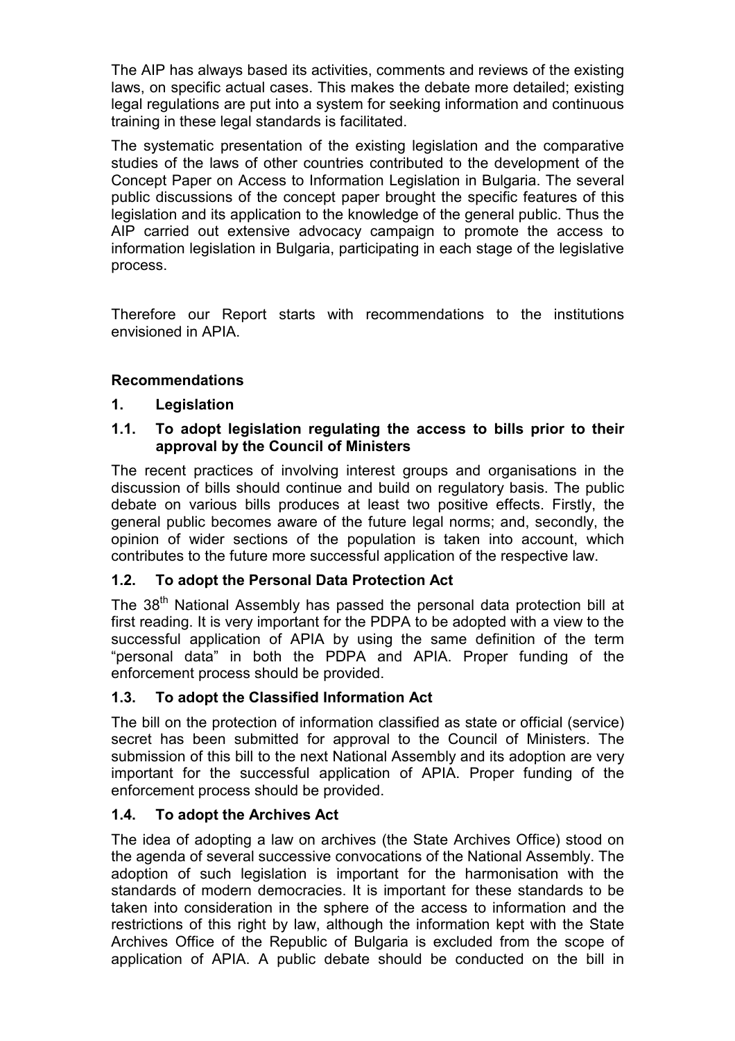The AIP has always based its activities, comments and reviews of the existing laws, on specific actual cases. This makes the debate more detailed; existing legal regulations are put into a system for seeking information and continuous training in these legal standards is facilitated.

The systematic presentation of the existing legislation and the comparative studies of the laws of other countries contributed to the development of the Concept Paper on Access to Information Legislation in Bulgaria. The several public discussions of the concept paper brought the specific features of this legislation and its application to the knowledge of the general public. Thus the AIP carried out extensive advocacy campaign to promote the access to information legislation in Bulgaria, participating in each stage of the legislative process.

Therefore our Report starts with recommendations to the institutions envisioned in APIA.

## Recommendations

### 1. Legislation

#### 1.1. To adopt legislation regulating the access to bills prior to their approval by the Council of Ministers

The recent practices of involving interest groups and organisations in the discussion of bills should continue and build on regulatory basis. The public debate on various bills produces at least two positive effects. Firstly, the general public becomes aware of the future legal norms; and, secondly, the opinion of wider sections of the population is taken into account, which contributes to the future more successful application of the respective law.

#### 1.2. To adopt the Personal Data Protection Act

The 38th National Assembly has passed the personal data protection bill at first reading. It is very important for the PDPA to be adopted with a view to the successful application of APIA by using the same definition of the term "personal data" in both the PDPA and APIA. Proper funding of the enforcement process should be provided.

#### 1.3. To adopt the Classified Information Act

The bill on the protection of information classified as state or official (service) secret has been submitted for approval to the Council of Ministers. The submission of this bill to the next National Assembly and its adoption are very important for the successful application of APIA. Proper funding of the enforcement process should be provided.

#### 1.4. To adopt the Archives Act

The idea of adopting a law on archives (the State Archives Office) stood on the agenda of several successive convocations of the National Assembly. The adoption of such legislation is important for the harmonisation with the standards of modern democracies. It is important for these standards to be taken into consideration in the sphere of the access to information and the restrictions of this right by law, although the information kept with the State Archives Office of the Republic of Bulgaria is excluded from the scope of application of APIA. A public debate should be conducted on the bill in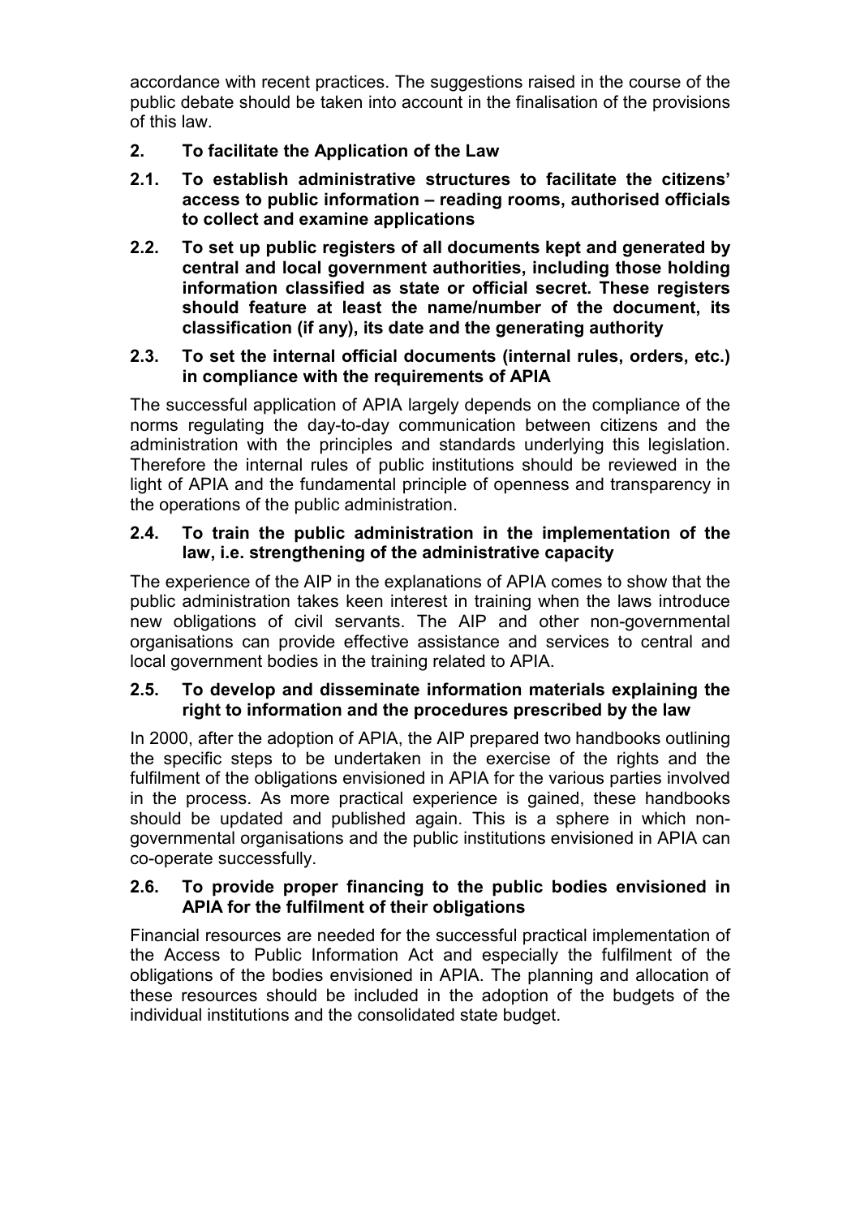accordance with recent practices. The suggestions raised in the course of the public debate should be taken into account in the finalisation of the provisions of this law.

## 2. To facilitate the Application of the Law

### 2.1. To establish administrative structures to facilitate the citizens' access to public information – reading rooms, authorised officials to collect and examine applications

### 2.2. To set up public registers of all documents kept and generated by central and local government authorities, including those holding information classified as state or official secret. These registers should feature at least the name/number of the document, its classification (if any), its date and the generating authority

### 2.3. To set the internal official documents (internal rules, orders, etc.) in compliance with the requirements of APIA

The successful application of APIA largely depends on the compliance of the norms regulating the day-to-day communication between citizens and the administration with the principles and standards underlying this legislation. Therefore the internal rules of public institutions should be reviewed in the light of APIA and the fundamental principle of openness and transparency in the operations of the public administration.

### 2.4. To train the public administration in the implementation of the law, i.e. strengthening of the administrative capacity

The experience of the AIP in the explanations of APIA comes to show that the public administration takes keen interest in training when the laws introduce new obligations of civil servants. The AIP and other non-governmental organisations can provide effective assistance and services to central and local government bodies in the training related to APIA.

### 2.5. To develop and disseminate information materials explaining the right to information and the procedures prescribed by the law

In 2000, after the adoption of APIA, the AIP prepared two handbooks outlining the specific steps to be undertaken in the exercise of the rights and the fulfilment of the obligations envisioned in APIA for the various parties involved in the process. As more practical experience is gained, these handbooks should be updated and published again. This is a sphere in which non-governmental organisations and the public institutions envisioned in APIA can co-operate successfully.

### 2.6. To provide proper financing to the public bodies envisioned in APIA for the fulfilment of their obligations

Financial resources are needed for the successful practical implementation of the Access to Public Information Act and especially the fulfilment of the obligations of the bodies envisioned in APIA. The planning and allocation of these resources should be included in the adoption of the budgets of the individual institutions and the consolidated state budget.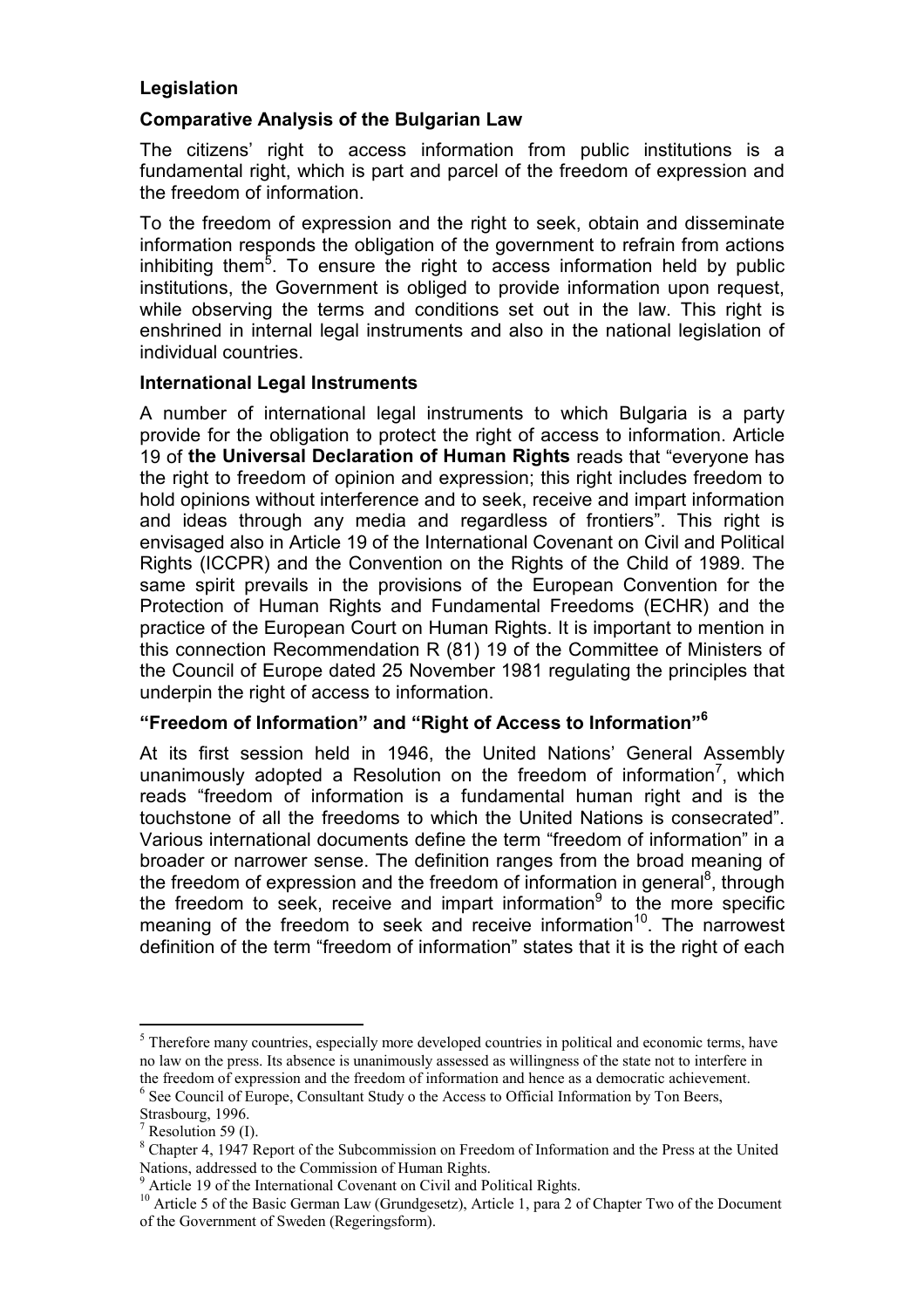## Legislation

### Comparative Analysis of the Bulgarian Law

The citizens' right to access information from public institutions is a fundamental right, which is part and parcel of the freedom of expression and the freedom of information.

To the freedom of expression and the right to seek, obtain and disseminate information responds the obligation of the government to refrain from actions inhibiting them[5]. To ensure the right to access information held by public institutions, the Government is obliged to provide information upon request, while observing the terms and conditions set out in the law. This right is enshrined in internal legal instruments and also in the national legislation of individual countries.

### International Legal Instruments

A number of international legal instruments to which Bulgaria is a party provide for the obligation to protect the right of access to information. Article 19 of **the Universal Declaration of Human Rights** reads that "everyone has the right to freedom of opinion and expression; this right includes freedom to hold opinions without interference and to seek, receive and impart information and ideas through any media and regardless of frontiers". This right is envisaged also in Article 19 of the International Covenant on Civil and Political Rights (ICCPR) and the Convention on the Rights of the Child of 1989. The same spirit prevails in the provisions of the European Convention for the Protection of Human Rights and Fundamental Freedoms (ECHR) and the practice of the European Court on Human Rights. It is important to mention in this connection Recommendation R (81) 19 of the Committee of Ministers of the Council of Europe dated 25 November 1981 regulating the principles that underpin the right of access to information.

### "Freedom of Information" and "Right of Access to Information"[6]

At its first session held in 1946, the United Nations' General Assembly unanimously adopted a Resolution on the freedom of information[7], which reads "freedom of information is a fundamental human right and is the touchstone of all the freedoms to which the United Nations is consecrated". Various international documents define the term "freedom of information" in a broader or narrower sense. The definition ranges from the broad meaning of the freedom of expression and the freedom of information in general[8], through the freedom to seek, receive and impart information[9] to the more specific meaning of the freedom to seek and receive information[10]. The narrowest definition of the term "freedom of information" states that it is the right of each

---

[5] Therefore many countries, especially more developed countries in political and economic terms, have no law on the press. Its absence is unanimously assessed as willingness of the state not to interfere in the freedom of expression and the freedom of information and hence as a democratic achievement.

[6] See Council of Europe, Consultant Study o the Access to Official Information by Ton Beers, Strasbourg, 1996.

[7] Resolution 59 (I).

[8] Chapter 4, 1947 Report of the Subcommission on Freedom of Information and the Press at the United Nations, addressed to the Commission of Human Rights.

[9] Article 19 of the International Covenant on Civil and Political Rights.

[10] Article 5 of the Basic German Law (Grundgesetz), Article 1, para 2 of Chapter Two of the Document of the Government of Sweden (Regeringsform).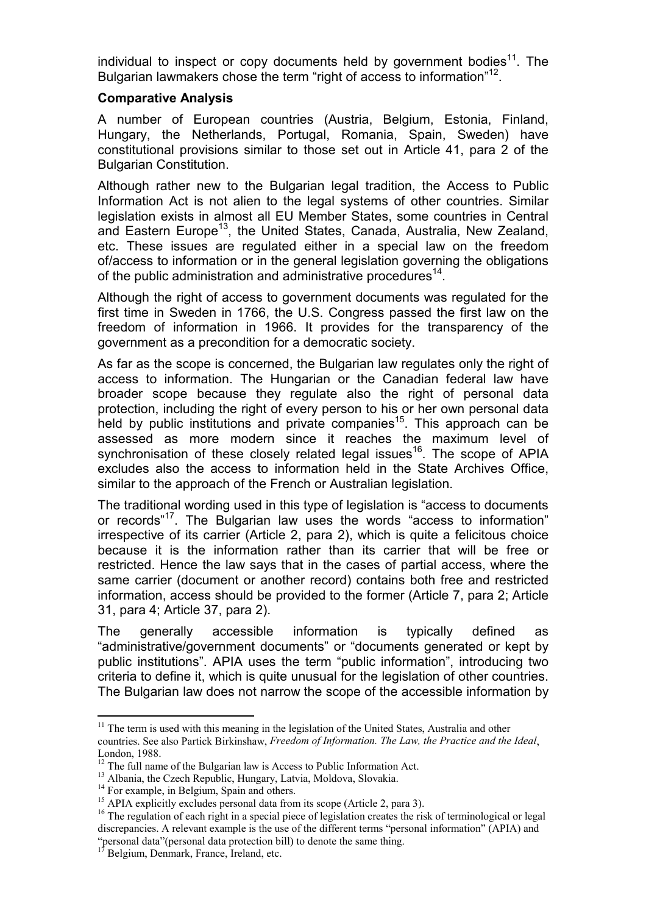individual to inspect or copy documents held by government bodies[11]. The Bulgarian lawmakers chose the term "right of access to information"[12].

**Comparative Analysis**

A number of European countries (Austria, Belgium, Estonia, Finland, Hungary, the Netherlands, Portugal, Romania, Spain, Sweden) have constitutional provisions similar to those set out in Article 41, para 2 of the Bulgarian Constitution.

Although rather new to the Bulgarian legal tradition, the Access to Public Information Act is not alien to the legal systems of other countries. Similar legislation exists in almost all EU Member States, some countries in Central and Eastern Europe[13], the United States, Canada, Australia, New Zealand, etc. These issues are regulated either in a special law on the freedom of/access to information or in the general legislation governing the obligations of the public administration and administrative procedures[14].

Although the right of access to government documents was regulated for the first time in Sweden in 1766, the U.S. Congress passed the first law on the freedom of information in 1966. It provides for the transparency of the government as a precondition for a democratic society.

As far as the scope is concerned, the Bulgarian law regulates only the right of access to information. The Hungarian or the Canadian federal law have broader scope because they regulate also the right of personal data protection, including the right of every person to his or her own personal data held by public institutions and private companies[15]. This approach can be assessed as more modern since it reaches the maximum level of synchronisation of these closely related legal issues[16]. The scope of APIA excludes also the access to information held in the State Archives Office, similar to the approach of the French or Australian legislation.

The traditional wording used in this type of legislation is "access to documents or records"[17]. The Bulgarian law uses the words "access to information" irrespective of its carrier (Article 2, para 2), which is quite a felicitous choice because it is the information rather than its carrier that will be free or restricted. Hence the law says that in the cases of partial access, where the same carrier (document or another record) contains both free and restricted information, access should be provided to the former (Article 7, para 2; Article 31, para 4; Article 37, para 2).

The generally accessible information is typically defined as "administrative/government documents" or "documents generated or kept by public institutions". APIA uses the term "public information", introducing two criteria to define it, which is quite unusual for the legislation of other countries. The Bulgarian law does not narrow the scope of the accessible information by

---

[11] The term is used with this meaning in the legislation of the United States, Australia and other countries. See also Partick Birkinshaw, *Freedom of Information. The Law, the Practice and the Ideal*, London, 1988.

[12] The full name of the Bulgarian law is Access to Public Information Act.

[13] Albania, the Czech Republic, Hungary, Latvia, Moldova, Slovakia.

[14] For example, in Belgium, Spain and others.

[15] APIA explicitly excludes personal data from its scope (Article 2, para 3).

[16] The regulation of each right in a special piece of legislation creates the risk of terminological or legal discrepancies. A relevant example is the use of the different terms "personal information" (APIA) and "personal data"(personal data protection bill) to denote the same thing.

[17] Belgium, Denmark, France, Ireland, etc.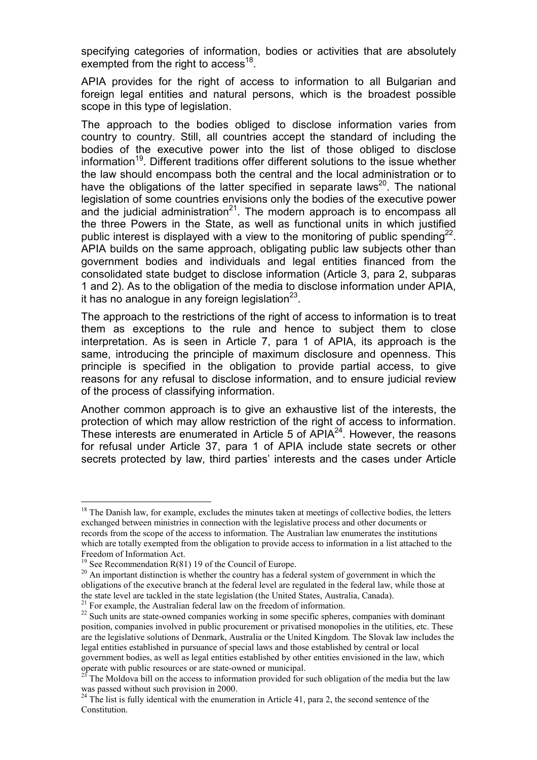specifying categories of information, bodies or activities that are absolutely exempted from the right to access[18].

APIA provides for the right of access to information to all Bulgarian and foreign legal entities and natural persons, which is the broadest possible scope in this type of legislation.

The approach to the bodies obliged to disclose information varies from country to country. Still, all countries accept the standard of including the bodies of the executive power into the list of those obliged to disclose information[19]. Different traditions offer different solutions to the issue whether the law should encompass both the central and the local administration or to have the obligations of the latter specified in separate laws[20]. The national legislation of some countries envisions only the bodies of the executive power and the judicial administration[21]. The modern approach is to encompass all the three Powers in the State, as well as functional units in which justified public interest is displayed with a view to the monitoring of public spending[22]. APIA builds on the same approach, obligating public law subjects other than government bodies and individuals and legal entities financed from the consolidated state budget to disclose information (Article 3, para 2, subparas 1 and 2). As to the obligation of the media to disclose information under APIA, it has no analogue in any foreign legislation[23].

The approach to the restrictions of the right of access to information is to treat them as exceptions to the rule and hence to subject them to close interpretation. As is seen in Article 7, para 1 of APIA, its approach is the same, introducing the principle of maximum disclosure and openness. This principle is specified in the obligation to provide partial access, to give reasons for any refusal to disclose information, and to ensure judicial review of the process of classifying information.

Another common approach is to give an exhaustive list of the interests, the protection of which may allow restriction of the right of access to information. These interests are enumerated in Article 5 of APIA[24]. However, the reasons for refusal under Article 37, para 1 of APIA include state secrets or other secrets protected by law, third parties' interests and the cases under Article

---

[18] The Danish law, for example, excludes the minutes taken at meetings of collective bodies, the letters exchanged between ministries in connection with the legislative process and other documents or records from the scope of the access to information. The Australian law enumerates the institutions which are totally exempted from the obligation to provide access to information in a list attached to the Freedom of Information Act.

[19] See Recommendation R(81) 19 of the Council of Europe.

[20] An important distinction is whether the country has a federal system of government in which the obligations of the executive branch at the federal level are regulated in the federal law, while those at the state level are tackled in the state legislation (the United States, Australia, Canada).

[21] For example, the Australian federal law on the freedom of information.

[22] Such units are state-owned companies working in some specific spheres, companies with dominant position, companies involved in public procurement or privatised monopolies in the utilities, etc. These are the legislative solutions of Denmark, Australia or the United Kingdom. The Slovak law includes the legal entities established in pursuance of special laws and those established by central or local government bodies, as well as legal entities established by other entities envisioned in the law, which operate with public resources or are state-owned or municipal.

[23] The Moldova bill on the access to information provided for such obligation of the media but the law was passed without such provision in 2000.

[24] The list is fully identical with the enumeration in Article 41, para 2, the second sentence of the Constitution.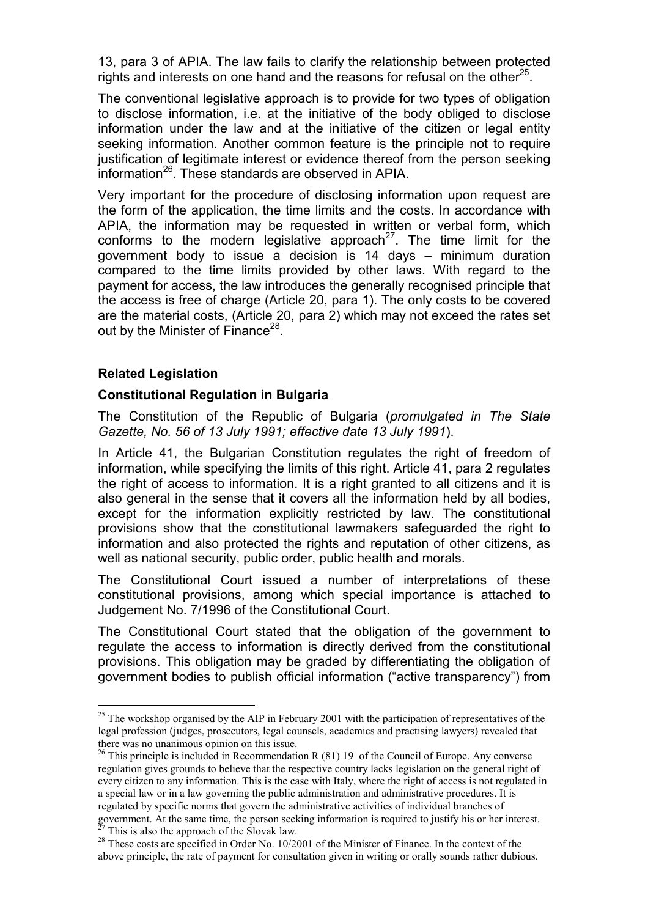13, para 3 of APIA. The law fails to clarify the relationship between protected rights and interests on one hand and the reasons for refusal on the other[25].

The conventional legislative approach is to provide for two types of obligation to disclose information, i.e. at the initiative of the body obliged to disclose information under the law and at the initiative of the citizen or legal entity seeking information. Another common feature is the principle not to require justification of legitimate interest or evidence thereof from the person seeking information[26]. These standards are observed in APIA.

Very important for the procedure of disclosing information upon request are the form of the application, the time limits and the costs. In accordance with APIA, the information may be requested in written or verbal form, which conforms to the modern legislative approach[27]. The time limit for the government body to issue a decision is 14 days – minimum duration compared to the time limits provided by other laws. With regard to the payment for access, the law introduces the generally recognised principle that the access is free of charge (Article 20, para 1). The only costs to be covered are the material costs, (Article 20, para 2) which may not exceed the rates set out by the Minister of Finance[28].

## Related Legislation

### Constitutional Regulation in Bulgaria

The Constitution of the Republic of Bulgaria (*promulgated in The State Gazette, No. 56 of 13 July 1991; effective date 13 July 1991*).

In Article 41, the Bulgarian Constitution regulates the right of freedom of information, while specifying the limits of this right. Article 41, para 2 regulates the right of access to information. It is a right granted to all citizens and it is also general in the sense that it covers all the information held by all bodies, except for the information explicitly restricted by law. The constitutional provisions show that the constitutional lawmakers safeguarded the right to information and also protected the rights and reputation of other citizens, as well as national security, public order, public health and morals.

The Constitutional Court issued a number of interpretations of these constitutional provisions, among which special importance is attached to Judgement No. 7/1996 of the Constitutional Court.

The Constitutional Court stated that the obligation of the government to regulate the access to information is directly derived from the constitutional provisions. This obligation may be graded by differentiating the obligation of government bodies to publish official information ("active transparency") from

[25] The workshop organised by the AIP in February 2001 with the participation of representatives of the legal profession (judges, prosecutors, legal counsels, academics and practising lawyers) revealed that there was no unanimous opinion on this issue.

[26] This principle is included in Recommendation R (81) 19 of the Council of Europe. Any converse regulation gives grounds to believe that the respective country lacks legislation on the general right of every citizen to any information. This is the case with Italy, where the right of access is not regulated in a special law or in a law governing the public administration and administrative procedures. It is regulated by specific norms that govern the administrative activities of individual branches of government. At the same time, the person seeking information is required to justify his or her interest.

[27] This is also the approach of the Slovak law.

[28] These costs are specified in Order No. 10/2001 of the Minister of Finance. In the context of the above principle, the rate of payment for consultation given in writing or orally sounds rather dubious.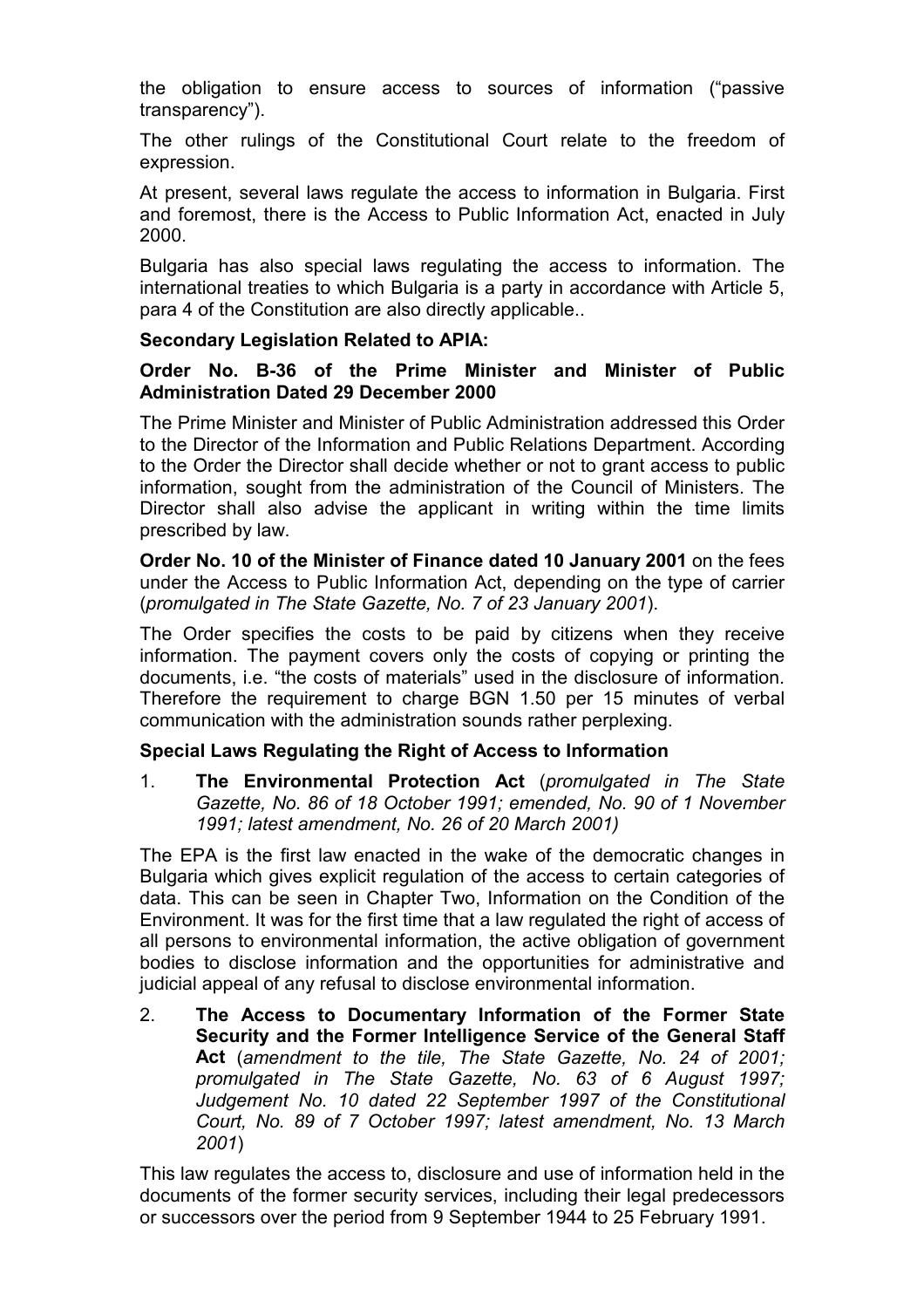the obligation to ensure access to sources of information ("passive transparency").

The other rulings of the Constitutional Court relate to the freedom of expression.

At present, several laws regulate the access to information in Bulgaria. First and foremost, there is the Access to Public Information Act, enacted in July 2000.

Bulgaria has also special laws regulating the access to information. The international treaties to which Bulgaria is a party in accordance with Article 5, para 4 of the Constitution are also directly applicable..

**Secondary Legislation Related to APIA:**

**Order No. B-36 of the Prime Minister and Minister of Public Administration Dated 29 December 2000**

The Prime Minister and Minister of Public Administration addressed this Order to the Director of the Information and Public Relations Department. According to the Order the Director shall decide whether or not to grant access to public information, sought from the administration of the Council of Ministers. The Director shall also advise the applicant in writing within the time limits prescribed by law.

**Order No. 10 of the Minister of Finance dated 10 January 2001** on the fees under the Access to Public Information Act, depending on the type of carrier (*promulgated in The State Gazette, No. 7 of 23 January 2001*).

The Order specifies the costs to be paid by citizens when they receive information. The payment covers only the costs of copying or printing the documents, i.e. "the costs of materials" used in the disclosure of information. Therefore the requirement to charge BGN 1.50 per 15 minutes of verbal communication with the administration sounds rather perplexing.

**Special Laws Regulating the Right of Access to Information**

1. **The Environmental Protection Act** (*promulgated in The State Gazette, No. 86 of 18 October 1991; emended, No. 90 of 1 November 1991; latest amendment, No. 26 of 20 March 2001)*

The EPA is the first law enacted in the wake of the democratic changes in Bulgaria which gives explicit regulation of the access to certain categories of data. This can be seen in Chapter Two, Information on the Condition of the Environment. It was for the first time that a law regulated the right of access of all persons to environmental information, the active obligation of government bodies to disclose information and the opportunities for administrative and judicial appeal of any refusal to disclose environmental information.

2. **The Access to Documentary Information of the Former State Security and the Former Intelligence Service of the General Staff Act** (*amendment to the tile, The State Gazette, No. 24 of 2001; promulgated in The State Gazette, No. 63 of 6 August 1997; Judgement No. 10 dated 22 September 1997 of the Constitutional Court, No. 89 of 7 October 1997; latest amendment, No. 13 March 2001*)

This law regulates the access to, disclosure and use of information held in the documents of the former security services, including their legal predecessors or successors over the period from 9 September 1944 to 25 February 1991.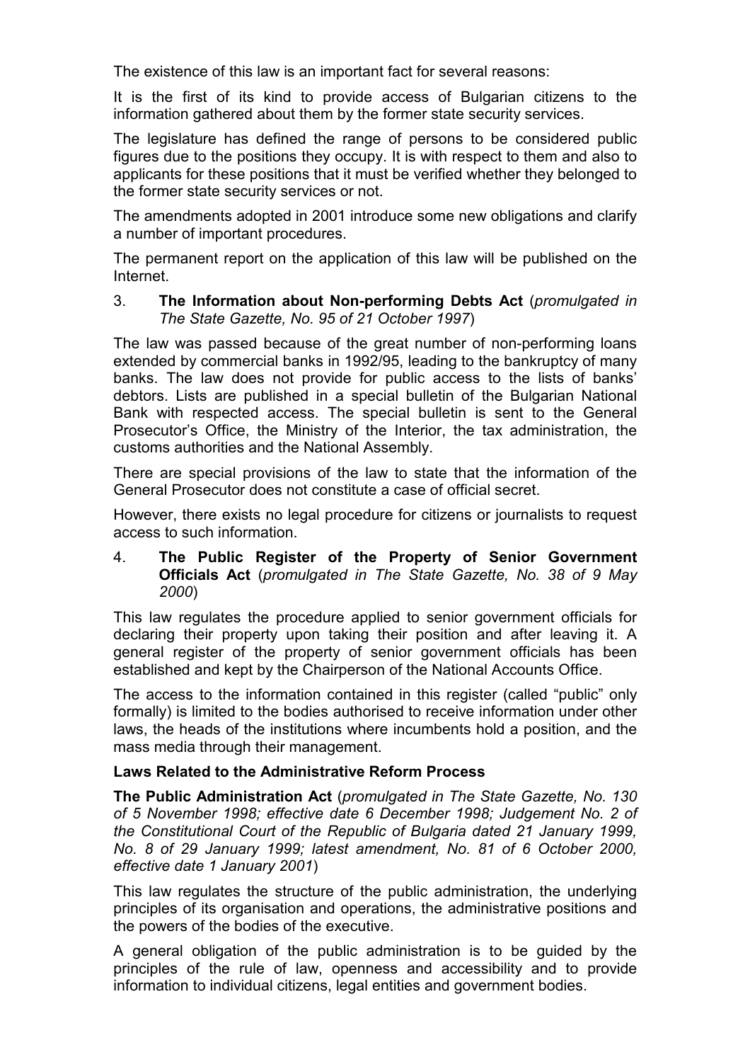The existence of this law is an important fact for several reasons:

It is the first of its kind to provide access of Bulgarian citizens to the information gathered about them by the former state security services.

The legislature has defined the range of persons to be considered public figures due to the positions they occupy. It is with respect to them and also to applicants for these positions that it must be verified whether they belonged to the former state security services or not.

The amendments adopted in 2001 introduce some new obligations and clarify a number of important procedures.

The permanent report on the application of this law will be published on the Internet.

3. **The Information about Non-performing Debts Act** (*promulgated in The State Gazette, No. 95 of 21 October 1997*)

The law was passed because of the great number of non-performing loans extended by commercial banks in 1992/95, leading to the bankruptcy of many banks. The law does not provide for public access to the lists of banks' debtors. Lists are published in a special bulletin of the Bulgarian National Bank with respected access. The special bulletin is sent to the General Prosecutor's Office, the Ministry of the Interior, the tax administration, the customs authorities and the National Assembly.

There are special provisions of the law to state that the information of the General Prosecutor does not constitute a case of official secret.

However, there exists no legal procedure for citizens or journalists to request access to such information.

4. **The Public Register of the Property of Senior Government Officials Act** (*promulgated in The State Gazette, No. 38 of 9 May 2000*)

This law regulates the procedure applied to senior government officials for declaring their property upon taking their position and after leaving it. A general register of the property of senior government officials has been established and kept by the Chairperson of the National Accounts Office.

The access to the information contained in this register (called "public" only formally) is limited to the bodies authorised to receive information under other laws, the heads of the institutions where incumbents hold a position, and the mass media through their management.

**Laws Related to the Administrative Reform Process**

**The Public Administration Act** (*promulgated in The State Gazette, No. 130 of 5 November 1998; effective date 6 December 1998; Judgement No. 2 of the Constitutional Court of the Republic of Bulgaria dated 21 January 1999, No. 8 of 29 January 1999; latest amendment, No. 81 of 6 October 2000, effective date 1 January 2001*)

This law regulates the structure of the public administration, the underlying principles of its organisation and operations, the administrative positions and the powers of the bodies of the executive.

A general obligation of the public administration is to be guided by the principles of the rule of law, openness and accessibility and to provide information to individual citizens, legal entities and government bodies.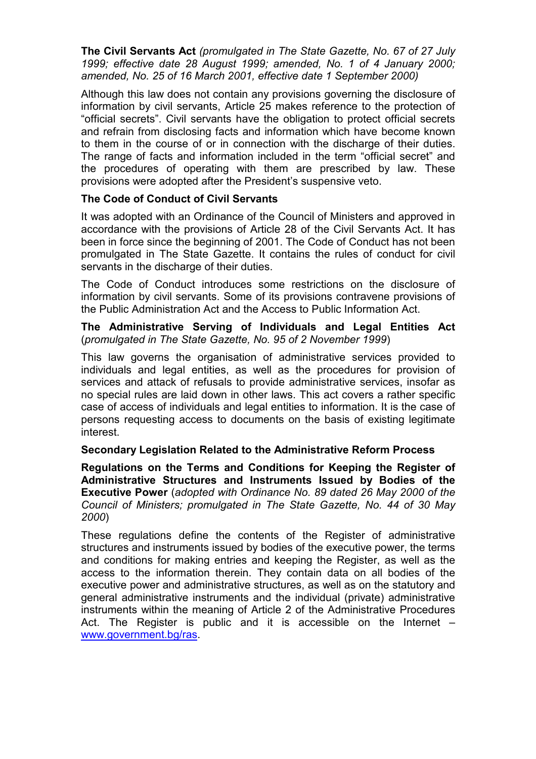**The Civil Servants Act** *(promulgated in The State Gazette, No. 67 of 27 July 1999; effective date 28 August 1999; amended, No. 1 of 4 January 2000; amended, No. 25 of 16 March 2001, effective date 1 September 2000)*

Although this law does not contain any provisions governing the disclosure of information by civil servants, Article 25 makes reference to the protection of "official secrets". Civil servants have the obligation to protect official secrets and refrain from disclosing facts and information which have become known to them in the course of or in connection with the discharge of their duties. The range of facts and information included in the term "official secret" and the procedures of operating with them are prescribed by law. These provisions were adopted after the President's suspensive veto.

**The Code of Conduct of Civil Servants**

It was adopted with an Ordinance of the Council of Ministers and approved in accordance with the provisions of Article 28 of the Civil Servants Act. It has been in force since the beginning of 2001. The Code of Conduct has not been promulgated in The State Gazette. It contains the rules of conduct for civil servants in the discharge of their duties.

The Code of Conduct introduces some restrictions on the disclosure of information by civil servants. Some of its provisions contravene provisions of the Public Administration Act and the Access to Public Information Act.

**The Administrative Serving of Individuals and Legal Entities Act** (*promulgated in The State Gazette, No. 95 of 2 November 1999*)

This law governs the organisation of administrative services provided to individuals and legal entities, as well as the procedures for provision of services and attack of refusals to provide administrative services, insofar as no special rules are laid down in other laws. This act covers a rather specific case of access of individuals and legal entities to information. It is the case of persons requesting access to documents on the basis of existing legitimate interest.

**Secondary Legislation Related to the Administrative Reform Process**

**Regulations on the Terms and Conditions for Keeping the Register of Administrative Structures and Instruments Issued by Bodies of the Executive Power** (*adopted with Ordinance No. 89 dated 26 May 2000 of the Council of Ministers; promulgated in The State Gazette, No. 44 of 30 May 2000*)

These regulations define the contents of the Register of administrative structures and instruments issued by bodies of the executive power, the terms and conditions for making entries and keeping the Register, as well as the access to the information therein. They contain data on all bodies of the executive power and administrative structures, as well as on the statutory and general administrative instruments and the individual (private) administrative instruments within the meaning of Article 2 of the Administrative Procedures Act. The Register is public and it is accessible on the Internet – www.government.bg/ras.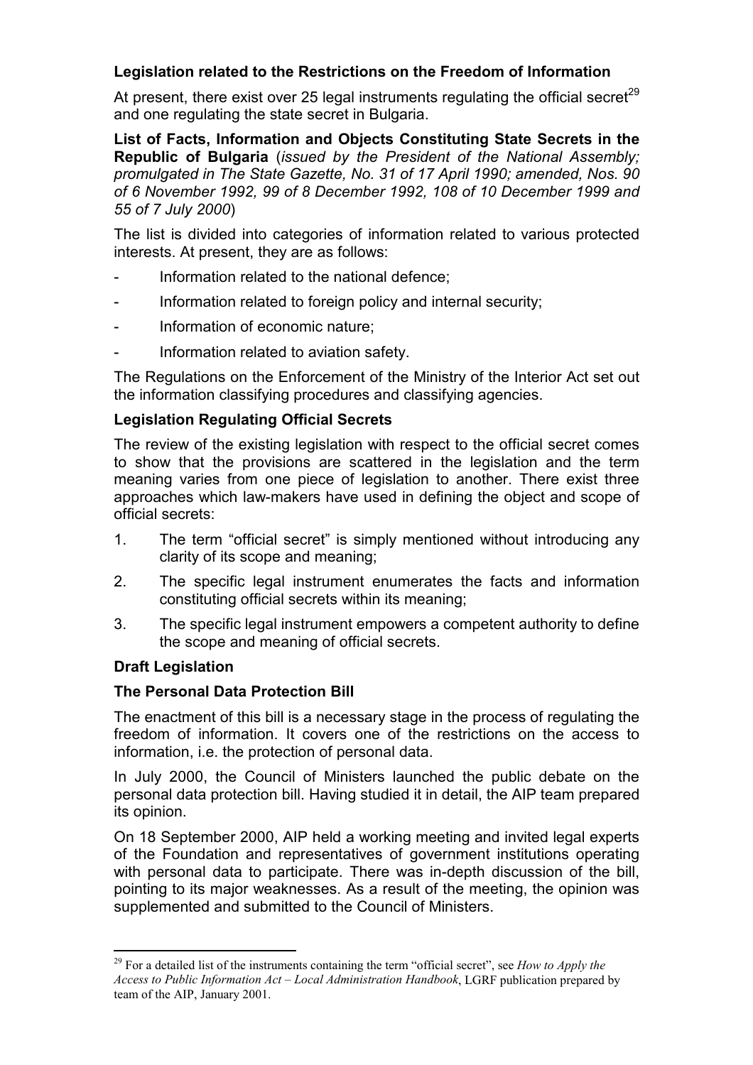### Legislation related to the Restrictions on the Freedom of Information

At present, there exist over 25 legal instruments regulating the official secret[29] and one regulating the state secret in Bulgaria.

**List of Facts, Information and Objects Constituting State Secrets in the Republic of Bulgaria** (*issued by the President of the National Assembly; promulgated in The State Gazette, No. 31 of 17 April 1990; amended, Nos. 90 of 6 November 1992, 99 of 8 December 1992, 108 of 10 December 1999 and 55 of 7 July 2000*)

The list is divided into categories of information related to various protected interests. At present, they are as follows:

- Information related to the national defence;
- Information related to foreign policy and internal security;
- Information of economic nature;
- Information related to aviation safety.

The Regulations on the Enforcement of the Ministry of the Interior Act set out the information classifying procedures and classifying agencies.

### Legislation Regulating Official Secrets

The review of the existing legislation with respect to the official secret comes to show that the provisions are scattered in the legislation and the term meaning varies from one piece of legislation to another. There exist three approaches which law-makers have used in defining the object and scope of official secrets:

1. The term "official secret" is simply mentioned without introducing any clarity of its scope and meaning;
2. The specific legal instrument enumerates the facts and information constituting official secrets within its meaning;
3. The specific legal instrument empowers a competent authority to define the scope and meaning of official secrets.

### Draft Legislation

### The Personal Data Protection Bill

The enactment of this bill is a necessary stage in the process of regulating the freedom of information. It covers one of the restrictions on the access to information, i.e. the protection of personal data.

In July 2000, the Council of Ministers launched the public debate on the personal data protection bill. Having studied it in detail, the AIP team prepared its opinion.

On 18 September 2000, AIP held a working meeting and invited legal experts of the Foundation and representatives of government institutions operating with personal data to participate. There was in-depth discussion of the bill, pointing to its major weaknesses. As a result of the meeting, the opinion was supplemented and submitted to the Council of Ministers.

---

[29] For a detailed list of the instruments containing the term "official secret", see *How to Apply the Access to Public Information Act – Local Administration Handbook*, LGRF publication prepared by team of the AIP, January 2001.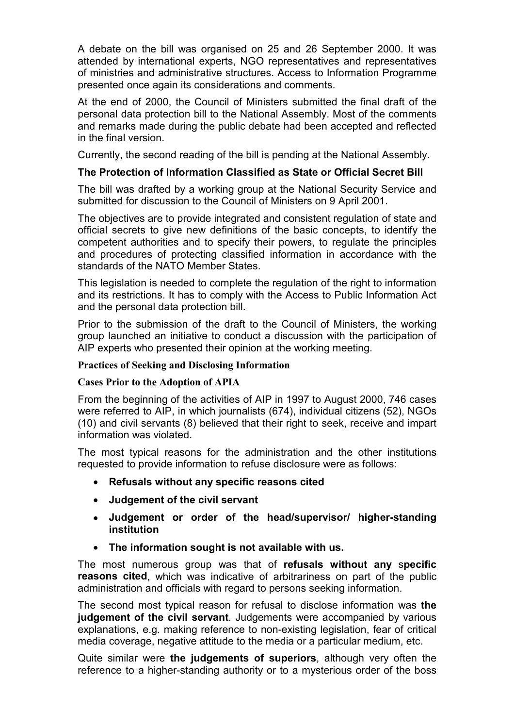A debate on the bill was organised on 25 and 26 September 2000. It was attended by international experts, NGO representatives and representatives of ministries and administrative structures. Access to Information Programme presented once again its considerations and comments.

At the end of 2000, the Council of Ministers submitted the final draft of the personal data protection bill to the National Assembly. Most of the comments and remarks made during the public debate had been accepted and reflected in the final version.

Currently, the second reading of the bill is pending at the National Assembly.

### The Protection of Information Classified as State or Official Secret Bill

The bill was drafted by a working group at the National Security Service and submitted for discussion to the Council of Ministers on 9 April 2001.

The objectives are to provide integrated and consistent regulation of state and official secrets to give new definitions of the basic concepts, to identify the competent authorities and to specify their powers, to regulate the principles and procedures of protecting classified information in accordance with the standards of the NATO Member States.

This legislation is needed to complete the regulation of the right to information and its restrictions. It has to comply with the Access to Public Information Act and the personal data protection bill.

Prior to the submission of the draft to the Council of Ministers, the working group launched an initiative to conduct a discussion with the participation of AIP experts who presented their opinion at the working meeting.

### Practices of Seeking and Disclosing Information

#### Cases Prior to the Adoption of APIA

From the beginning of the activities of AIP in 1997 to August 2000, 746 cases were referred to AIP, in which journalists (674), individual citizens (52), NGOs (10) and civil servants (8) believed that their right to seek, receive and impart information was violated.

The most typical reasons for the administration and the other institutions requested to provide information to refuse disclosure were as follows:

- **Refusals without any specific reasons cited**
- **Judgement of the civil servant**
- **Judgement or order of the head/supervisor/ higher-standing institution**
- **The information sought is not available with us.**

The most numerous group was that of **refusals without any specific reasons cited**, which was indicative of arbitrariness on part of the public administration and officials with regard to persons seeking information.

The second most typical reason for refusal to disclose information was **the judgement of the civil servant**. Judgements were accompanied by various explanations, e.g. making reference to non-existing legislation, fear of critical media coverage, negative attitude to the media or a particular medium, etc.

Quite similar were **the judgements of superiors**, although very often the reference to a higher-standing authority or to a mysterious order of the boss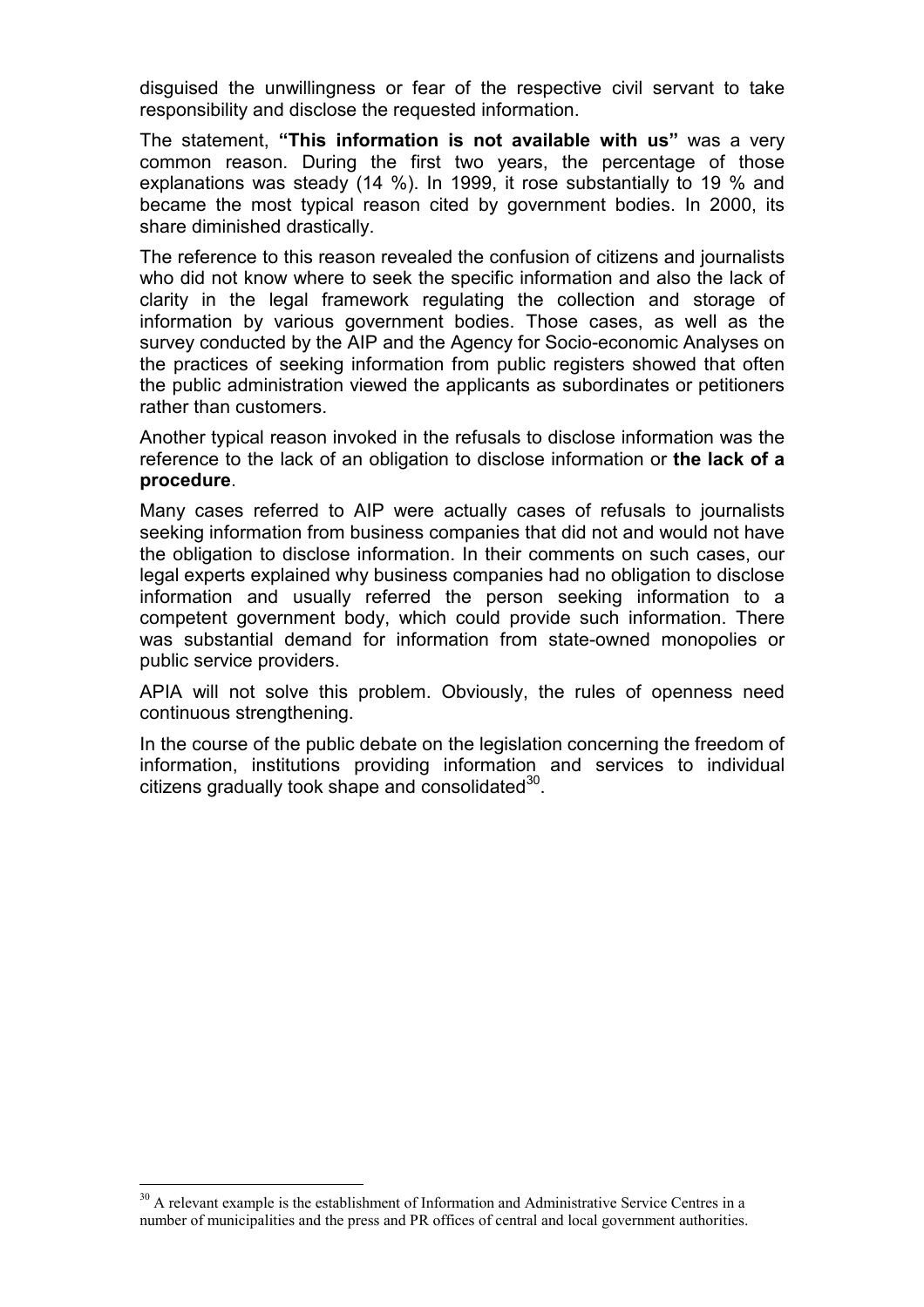disguised the unwillingness or fear of the respective civil servant to take responsibility and disclose the requested information.

The statement, **"This information is not available with us"** was a very common reason. During the first two years, the percentage of those explanations was steady (14 %). In 1999, it rose substantially to 19 % and became the most typical reason cited by government bodies. In 2000, its share diminished drastically.

The reference to this reason revealed the confusion of citizens and journalists who did not know where to seek the specific information and also the lack of clarity in the legal framework regulating the collection and storage of information by various government bodies. Those cases, as well as the survey conducted by the AIP and the Agency for Socio-economic Analyses on the practices of seeking information from public registers showed that often the public administration viewed the applicants as subordinates or petitioners rather than customers.

Another typical reason invoked in the refusals to disclose information was the reference to the lack of an obligation to disclose information or **the lack of a procedure**.

Many cases referred to AIP were actually cases of refusals to journalists seeking information from business companies that did not and would not have the obligation to disclose information. In their comments on such cases, our legal experts explained why business companies had no obligation to disclose information and usually referred the person seeking information to a competent government body, which could provide such information. There was substantial demand for information from state-owned monopolies or public service providers.

APIA will not solve this problem. Obviously, the rules of openness need continuous strengthening.

In the course of the public debate on the legislation concerning the freedom of information, institutions providing information and services to individual citizens gradually took shape and consolidated[30].

[30] A relevant example is the establishment of Information and Administrative Service Centres in a number of municipalities and the press and PR offices of central and local government authorities.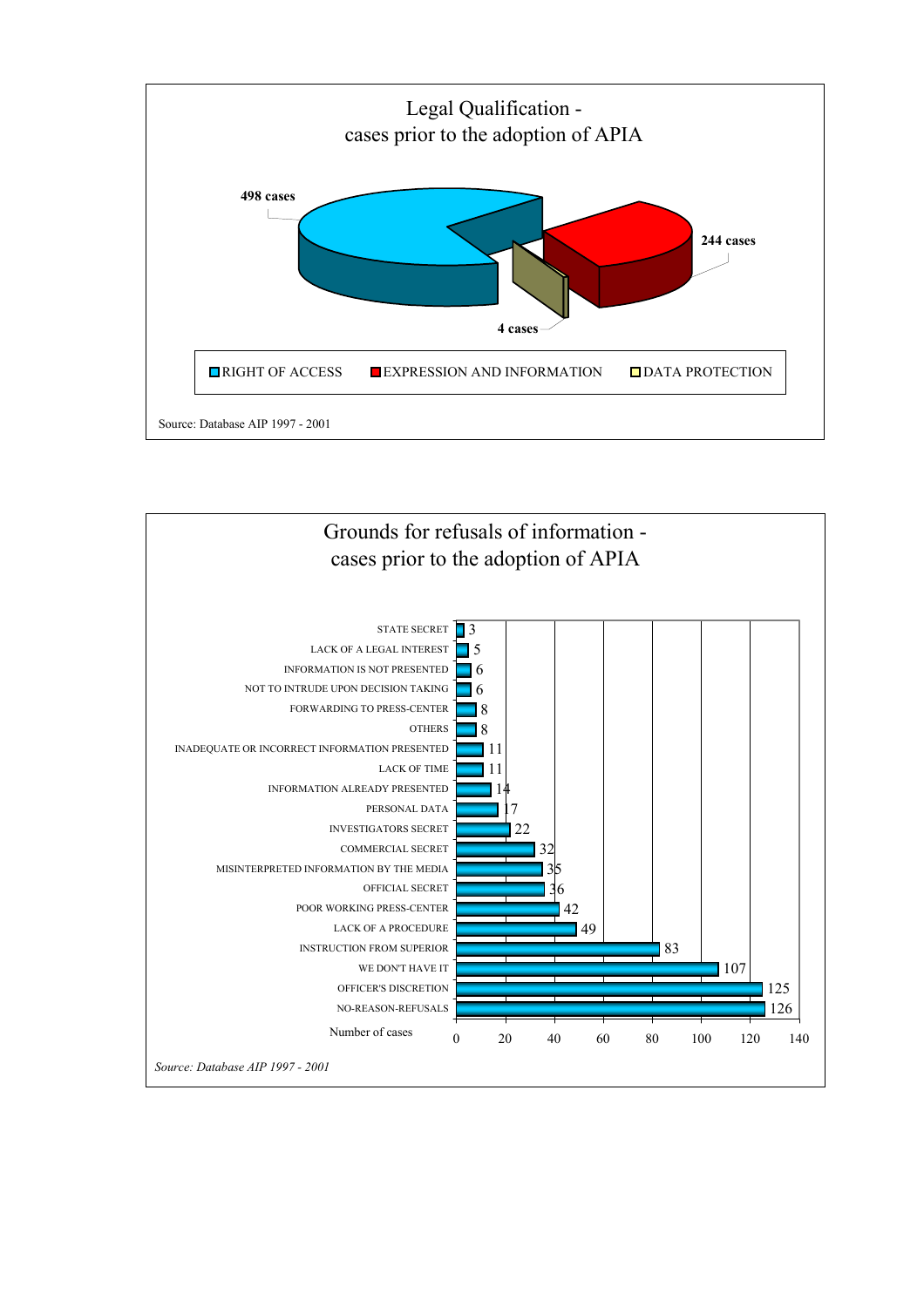Legal Qualification -
cases prior to the adoption of APIA

498 cases

244 cases

4 cases

RIGHT OF ACCESS
EXPRESSION AND INFORMATION
DATA PROTECTION

Source: Database AIP 1997 - 2001

Grounds for refusals of information -
cases prior to the adoption of APIA

STATE SECRET 3
LACK OF A LEGAL INTEREST 5
INFORMATION IS NOT PRESENTED 6
NOT TO INTRUDE UPON DECISION TAKING 6
FORWARDING TO PRESS-CENTER 8
OTHERS 8
INADEQUATE OR INCORRECT INFORMATION PRESENTED 11
LACK OF TIME 11
INFORMATION ALREADY PRESENTED 14
PERSONAL DATA 17
INVESTIGATORS SECRET 22
COMMERCIAL SECRET 32
MISINTERPRETED INFORMATION BY THE MEDIA 35
OFFICIAL SECRET 36
POOR WORKING PRESS-CENTER 42
LACK OF A PROCEDURE 49
INSTRUCTION FROM SUPERIOR 83
WE DON'T HAVE IT 107
OFFICER'S DISCRETION 125
NO-REASON-REFUSALS 126

Number of cases

0 20 40 60 80 100 120 140

*Source: Database AIP 1997 - 2001*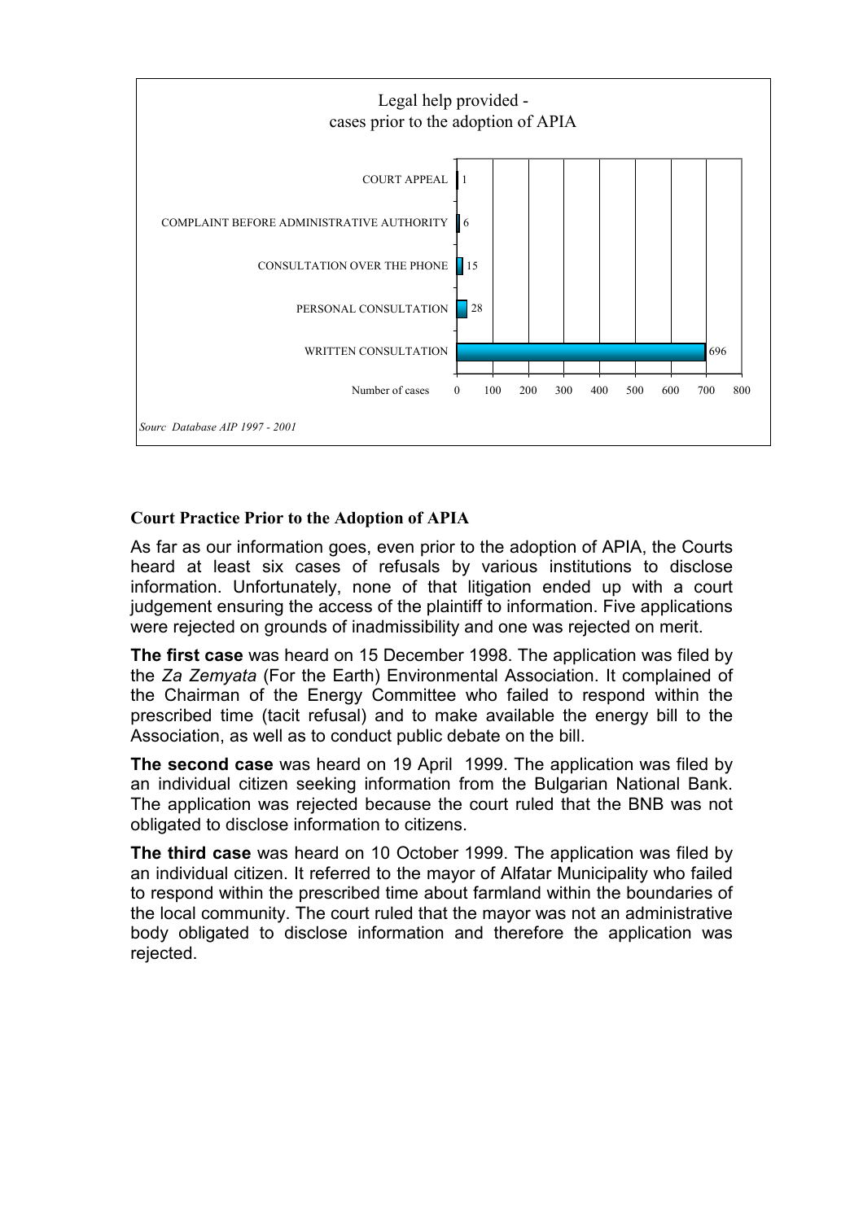Legal help provided -
cases prior to the adoption of APIA

COURT APPEAL 1
COMPLAINT BEFORE ADMINISTRATIVE AUTHORITY 6
CONSULTATION OVER THE PHONE 15
PERSONAL CONSULTATION 28
WRITTEN CONSULTATION 696

Number of cases 0 100 200 300 400 500 600 700 800

*Sourc Database AIP 1997 - 2001*

### Court Practice Prior to the Adoption of APIA

As far as our information goes, even prior to the adoption of APIA, the Courts heard at least six cases of refusals by various institutions to disclose information. Unfortunately, none of that litigation ended up with a court judgement ensuring the access of the plaintiff to information. Five applications were rejected on grounds of inadmissibility and one was rejected on merit.

**The first case** was heard on 15 December 1998. The application was filed by the *Za Zemyata* (For the Earth) Environmental Association. It complained of the Chairman of the Energy Committee who failed to respond within the prescribed time (tacit refusal) and to make available the energy bill to the Association, as well as to conduct public debate on the bill.

**The second case** was heard on 19 April 1999. The application was filed by an individual citizen seeking information from the Bulgarian National Bank. The application was rejected because the court ruled that the BNB was not obligated to disclose information to citizens.

**The third case** was heard on 10 October 1999. The application was filed by an individual citizen. It referred to the mayor of Alfatar Municipality who failed to respond within the prescribed time about farmland within the boundaries of the local community. The court ruled that the mayor was not an administrative body obligated to disclose information and therefore the application was rejected.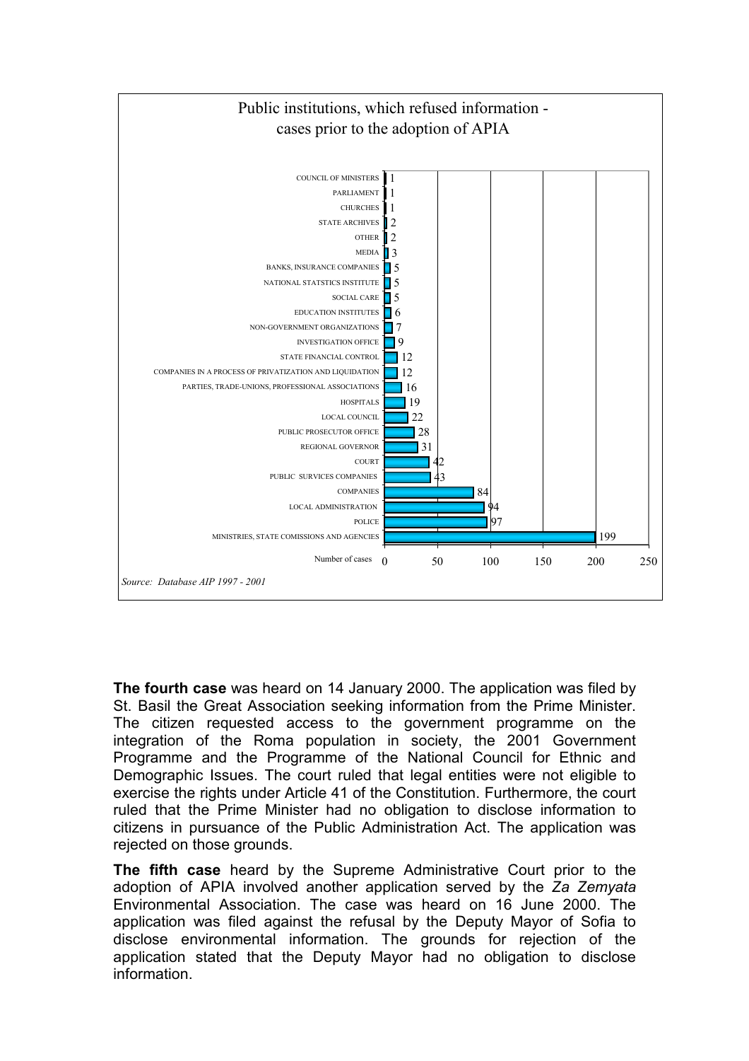Public institutions, which refused information - cases prior to the adoption of APIA

COUNCIL OF MINISTERS 1
PARLIAMENT 1
CHURCHES 1
STATE ARCHIVES 2
OTHER 2
MEDIA 3
BANKS, INSURANCE COMPANIES 5
NATIONAL STATSTICS INSTITUTE 5
SOCIAL CARE 5
EDUCATION INSTITUTES 6
NON-GOVERNMENT ORGANIZATIONS 7
INVESTIGATION OFFICE 9
STATE FINANCIAL CONTROL 12
COMPANIES IN A PROCESS OF PRIVATIZATION AND LIQUIDATION 12
PARTIES, TRADE-UNIONS, PROFESSIONAL ASSOCIATIONS 16
HOSPITALS 19
LOCAL COUNCIL 22
PUBLIC PROSECUTOR OFFICE 28
REGIONAL GOVERNOR 31
COURT 42
PUBLIC SURVICES COMPANIES 43
COMPANIES 84
LOCAL ADMINISTRATION 94
POLICE 97
MINISTRIES, STATE COMISSIONS AND AGENCIES 199

Number of cases 0 50 100 150 200 250

*Source: Database AIP 1997 - 2001*

**The fourth case** was heard on 14 January 2000. The application was filed by St. Basil the Great Association seeking information from the Prime Minister. The citizen requested access to the government programme on the integration of the Roma population in society, the 2001 Government Programme and the Programme of the National Council for Ethnic and Demographic Issues. The court ruled that legal entities were not eligible to exercise the rights under Article 41 of the Constitution. Furthermore, the court ruled that the Prime Minister had no obligation to disclose information to citizens in pursuance of the Public Administration Act. The application was rejected on those grounds.

**The fifth case** heard by the Supreme Administrative Court prior to the adoption of APIA involved another application served by the *Za Zemyata* Environmental Association. The case was heard on 16 June 2000. The application was filed against the refusal by the Deputy Mayor of Sofia to disclose environmental information. The grounds for rejection of the application stated that the Deputy Mayor had no obligation to disclose information.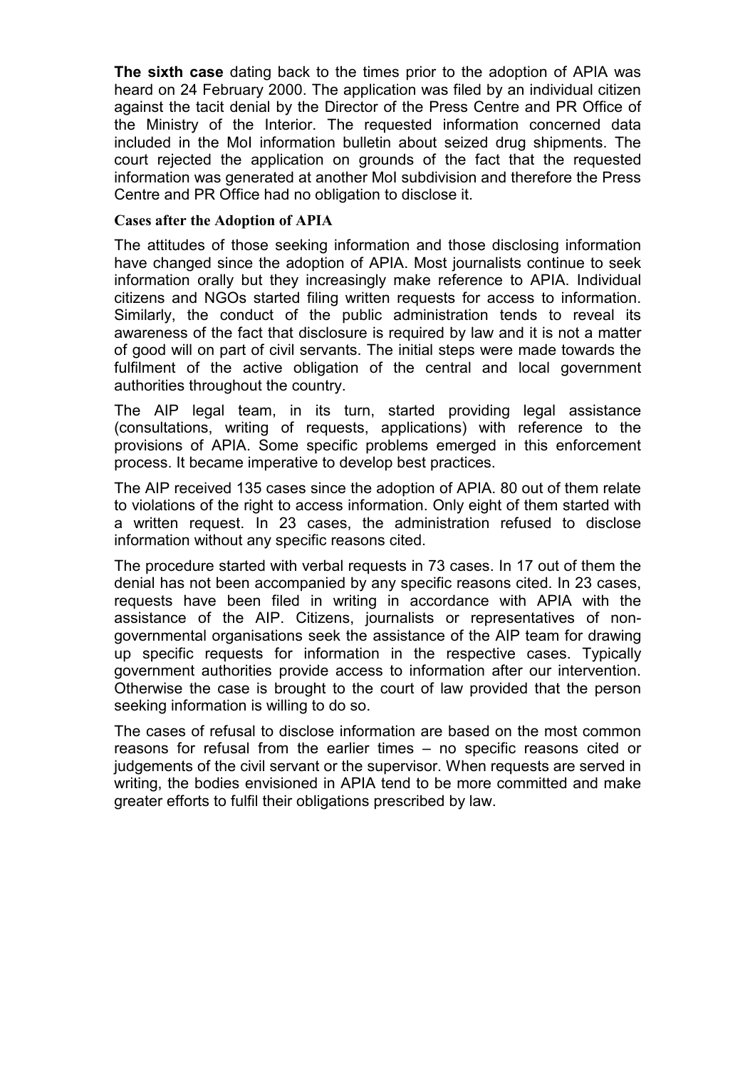**The sixth case** dating back to the times prior to the adoption of APIA was heard on 24 February 2000. The application was filed by an individual citizen against the tacit denial by the Director of the Press Centre and PR Office of the Ministry of the Interior. The requested information concerned data included in the MoI information bulletin about seized drug shipments. The court rejected the application on grounds of the fact that the requested information was generated at another MoI subdivision and therefore the Press Centre and PR Office had no obligation to disclose it.

### Cases after the Adoption of APIA

The attitudes of those seeking information and those disclosing information have changed since the adoption of APIA. Most journalists continue to seek information orally but they increasingly make reference to APIA. Individual citizens and NGOs started filing written requests for access to information. Similarly, the conduct of the public administration tends to reveal its awareness of the fact that disclosure is required by law and it is not a matter of good will on part of civil servants. The initial steps were made towards the fulfilment of the active obligation of the central and local government authorities throughout the country.

The AIP legal team, in its turn, started providing legal assistance (consultations, writing of requests, applications) with reference to the provisions of APIA. Some specific problems emerged in this enforcement process. It became imperative to develop best practices.

The AIP received 135 cases since the adoption of APIA. 80 out of them relate to violations of the right to access information. Only eight of them started with a written request. In 23 cases, the administration refused to disclose information without any specific reasons cited.

The procedure started with verbal requests in 73 cases. In 17 out of them the denial has not been accompanied by any specific reasons cited. In 23 cases, requests have been filed in writing in accordance with APIA with the assistance of the AIP. Citizens, journalists or representatives of non-governmental organisations seek the assistance of the AIP team for drawing up specific requests for information in the respective cases. Typically government authorities provide access to information after our intervention. Otherwise the case is brought to the court of law provided that the person seeking information is willing to do so.

The cases of refusal to disclose information are based on the most common reasons for refusal from the earlier times – no specific reasons cited or judgements of the civil servant or the supervisor. When requests are served in writing, the bodies envisioned in APIA tend to be more committed and make greater efforts to fulfil their obligations prescribed by law.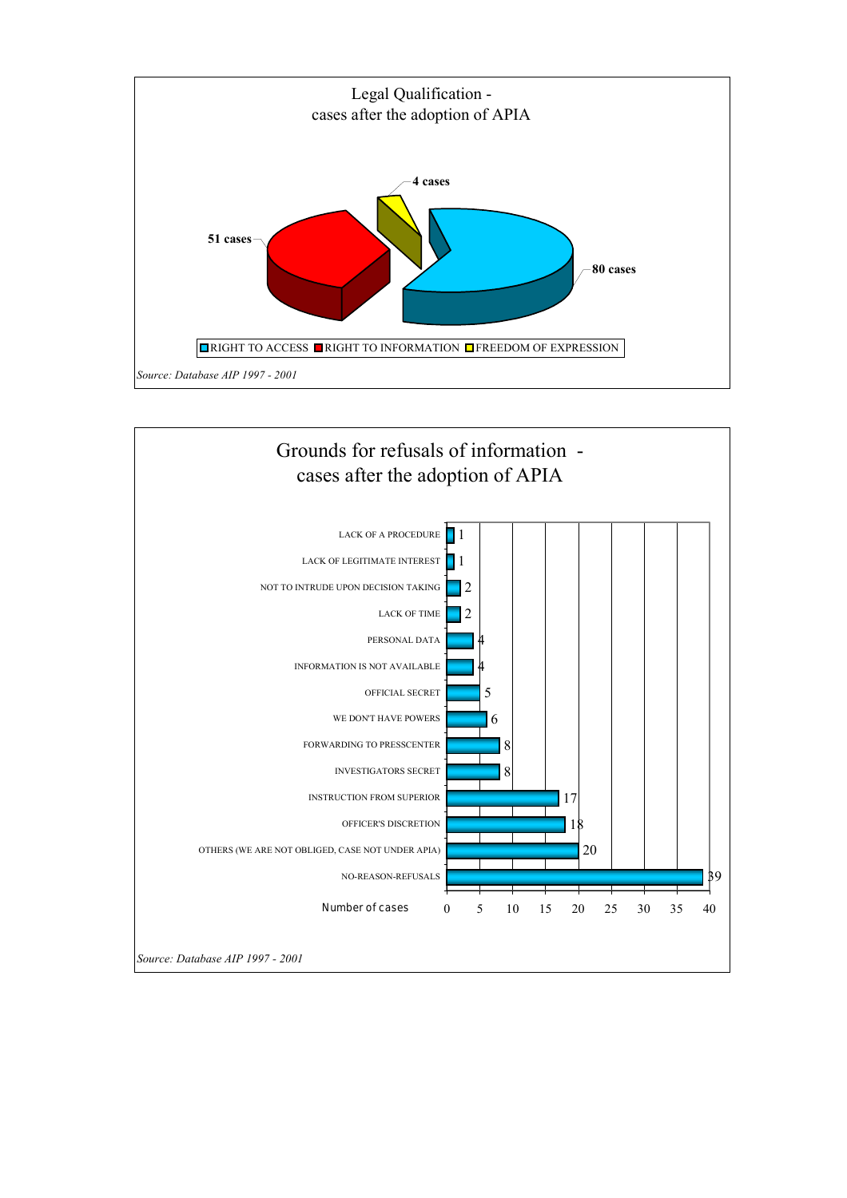Legal Qualification -
cases after the adoption of APIA

4 cases

51 cases

80 cases

RIGHT TO ACCESS RIGHT TO INFORMATION FREEDOM OF EXPRESSION

*Source: Database AIP 1997 - 2001*

Grounds for refusals of information -
cases after the adoption of APIA

LACK OF A PROCEDURE 1
LACK OF LEGITIMATE INTEREST 1
NOT TO INTRUDE UPON DECISION TAKING 2
LACK OF TIME 2
PERSONAL DATA 4
INFORMATION IS NOT AVAILABLE 4
OFFICIAL SECRET 5
WE DON'T HAVE POWERS 6
FORWARDING TO PRESSCENTER 8
INVESTIGATORS SECRET 8
INSTRUCTION FROM SUPERIOR 17
OFFICER'S DISCRETION 18
OTHERS (WE ARE NOT OBLIGED, CASE NOT UNDER APIA) 20
NO-REASON-REFUSALS 39

Number of cases

0 5 10 15 20 25 30 35 40

*Source: Database AIP 1997 - 2001*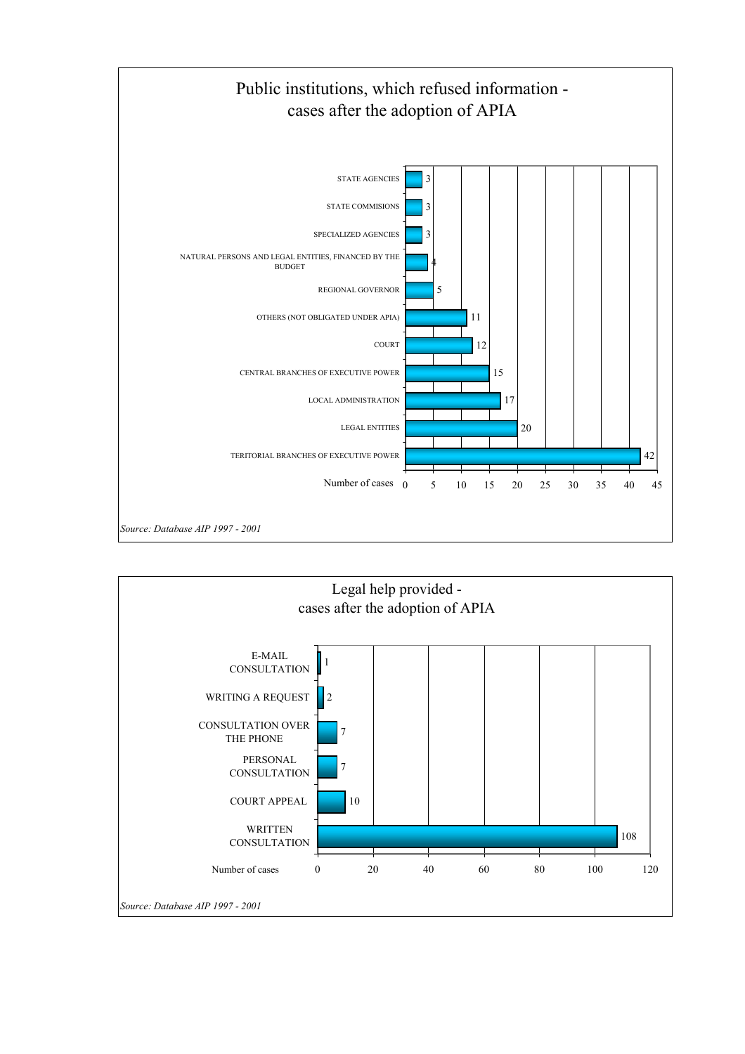Public institutions, which refused information - cases after the adoption of APIA

STATE AGENCIES 3
STATE COMMISIONS 3
SPECIALIZED AGENCIES 3
NATURAL PERSONS AND LEGAL ENTITIES, FINANCED BY THE BUDGET 4
REGIONAL GOVERNOR 5
OTHERS (NOT OBLIGATED UNDER APIA) 11
COURT 12
CENTRAL BRANCHES OF EXECUTIVE POWER 15
LOCAL ADMINISTRATION 17
LEGAL ENTITIES 20
TERITORIAL BRANCHES OF EXECUTIVE POWER 42

Number of cases 0 5 10 15 20 25 30 35 40 45

*Source: Database AIP 1997 - 2001*

Legal help provided - cases after the adoption of APIA

E-MAIL CONSULTATION 1
WRITING A REQUEST 2
CONSULTATION OVER THE PHONE 7
PERSONAL CONSULTATION 7
COURT APPEAL 10
WRITTEN CONSULTATION 108

Number of cases 0 20 40 60 80 100 120

*Source: Database AIP 1997 - 2001*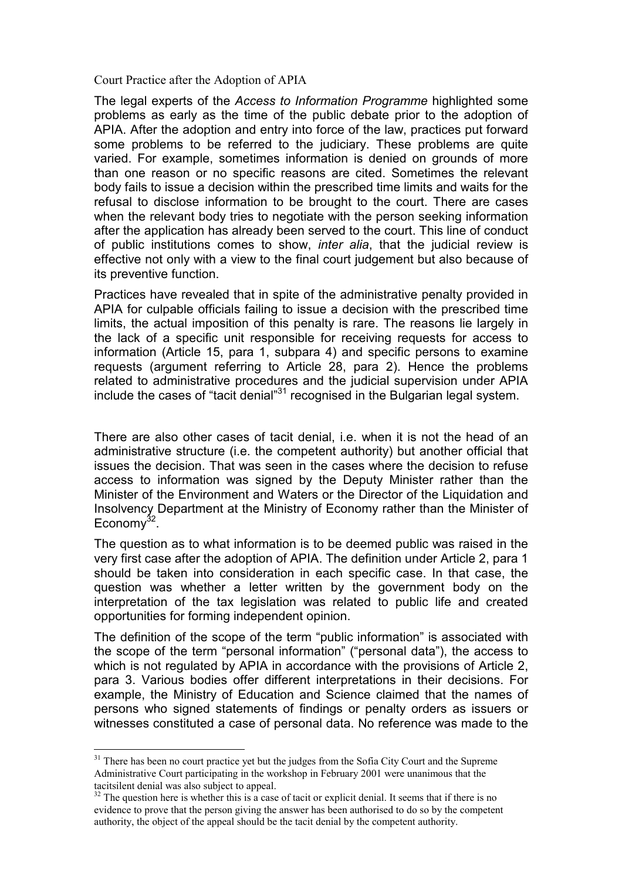Court Practice after the Adoption of APIA

The legal experts of the *Access to Information Programme* highlighted some problems as early as the time of the public debate prior to the adoption of APIA. After the adoption and entry into force of the law, practices put forward some problems to be referred to the judiciary. These problems are quite varied. For example, sometimes information is denied on grounds of more than one reason or no specific reasons are cited. Sometimes the relevant body fails to issue a decision within the prescribed time limits and waits for the refusal to disclose information to be brought to the court. There are cases when the relevant body tries to negotiate with the person seeking information after the application has already been served to the court. This line of conduct of public institutions comes to show, *inter alia*, that the judicial review is effective not only with a view to the final court judgement but also because of its preventive function.

Practices have revealed that in spite of the administrative penalty provided in APIA for culpable officials failing to issue a decision with the prescribed time limits, the actual imposition of this penalty is rare. The reasons lie largely in the lack of a specific unit responsible for receiving requests for access to information (Article 15, para 1, subpara 4) and specific persons to examine requests (argument referring to Article 28, para 2). Hence the problems related to administrative procedures and the judicial supervision under APIA include the cases of "tacit denial"[31] recognised in the Bulgarian legal system.

There are also other cases of tacit denial, i.e. when it is not the head of an administrative structure (i.e. the competent authority) but another official that issues the decision. That was seen in the cases where the decision to refuse access to information was signed by the Deputy Minister rather than the Minister of the Environment and Waters or the Director of the Liquidation and Insolvency Department at the Ministry of Economy rather than the Minister of Economy[32].

The question as to what information is to be deemed public was raised in the very first case after the adoption of APIA. The definition under Article 2, para 1 should be taken into consideration in each specific case. In that case, the question was whether a letter written by the government body on the interpretation of the tax legislation was related to public life and created opportunities for forming independent opinion.

The definition of the scope of the term "public information" is associated with the scope of the term "personal information" ("personal data"), the access to which is not regulated by APIA in accordance with the provisions of Article 2, para 3. Various bodies offer different interpretations in their decisions. For example, the Ministry of Education and Science claimed that the names of persons who signed statements of findings or penalty orders as issuers or witnesses constituted a case of personal data. No reference was made to the

[31] There has been no court practice yet but the judges from the Sofia City Court and the Supreme Administrative Court participating in the workshop in February 2001 were unanimous that the tacitsilent denial was also subject to appeal.

[32] The question here is whether this is a case of tacit or explicit denial. It seems that if there is no evidence to prove that the person giving the answer has been authorised to do so by the competent authority, the object of the appeal should be the tacit denial by the competent authority.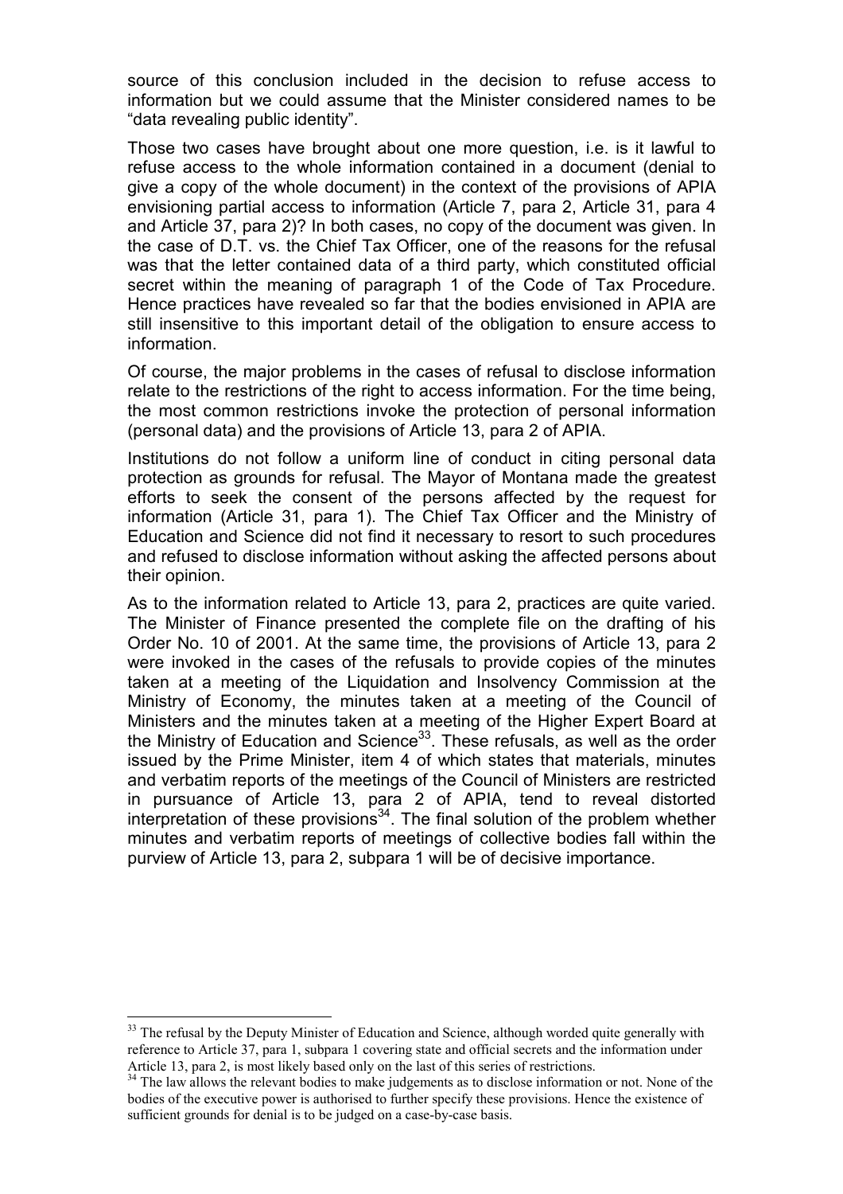source of this conclusion included in the decision to refuse access to information but we could assume that the Minister considered names to be "data revealing public identity".

Those two cases have brought about one more question, i.e. is it lawful to refuse access to the whole information contained in a document (denial to give a copy of the whole document) in the context of the provisions of APIA envisioning partial access to information (Article 7, para 2, Article 31, para 4 and Article 37, para 2)? In both cases, no copy of the document was given. In the case of D.T. vs. the Chief Tax Officer, one of the reasons for the refusal was that the letter contained data of a third party, which constituted official secret within the meaning of paragraph 1 of the Code of Tax Procedure. Hence practices have revealed so far that the bodies envisioned in APIA are still insensitive to this important detail of the obligation to ensure access to information.

Of course, the major problems in the cases of refusal to disclose information relate to the restrictions of the right to access information. For the time being, the most common restrictions invoke the protection of personal information (personal data) and the provisions of Article 13, para 2 of APIA.

Institutions do not follow a uniform line of conduct in citing personal data protection as grounds for refusal. The Mayor of Montana made the greatest efforts to seek the consent of the persons affected by the request for information (Article 31, para 1). The Chief Tax Officer and the Ministry of Education and Science did not find it necessary to resort to such procedures and refused to disclose information without asking the affected persons about their opinion.

As to the information related to Article 13, para 2, practices are quite varied. The Minister of Finance presented the complete file on the drafting of his Order No. 10 of 2001. At the same time, the provisions of Article 13, para 2 were invoked in the cases of the refusals to provide copies of the minutes taken at a meeting of the Liquidation and Insolvency Commission at the Ministry of Economy, the minutes taken at a meeting of the Council of Ministers and the minutes taken at a meeting of the Higher Expert Board at the Ministry of Education and Science[33]. These refusals, as well as the order issued by the Prime Minister, item 4 of which states that materials, minutes and verbatim reports of the meetings of the Council of Ministers are restricted in pursuance of Article 13, para 2 of APIA, tend to reveal distorted interpretation of these provisions[34]. The final solution of the problem whether minutes and verbatim reports of meetings of collective bodies fall within the purview of Article 13, para 2, subpara 1 will be of decisive importance.

[33] The refusal by the Deputy Minister of Education and Science, although worded quite generally with reference to Article 37, para 1, subpara 1 covering state and official secrets and the information under Article 13, para 2, is most likely based only on the last of this series of restrictions.

[34] The law allows the relevant bodies to make judgements as to disclose information or not. None of the bodies of the executive power is authorised to further specify these provisions. Hence the existence of sufficient grounds for denial is to be judged on a case-by-case basis.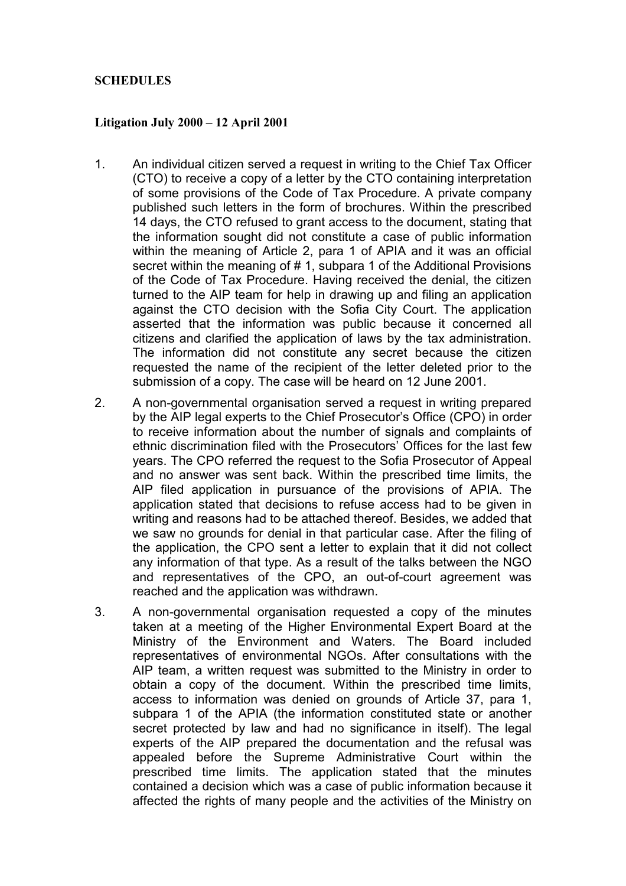**SCHEDULES**

**Litigation July 2000 – 12 April 2001**

1. An individual citizen served a request in writing to the Chief Tax Officer (CTO) to receive a copy of a letter by the CTO containing interpretation of some provisions of the Code of Tax Procedure. A private company published such letters in the form of brochures. Within the prescribed 14 days, the CTO refused to grant access to the document, stating that the information sought did not constitute a case of public information within the meaning of Article 2, para 1 of APIA and it was an official secret within the meaning of # 1, subpara 1 of the Additional Provisions of the Code of Tax Procedure. Having received the denial, the citizen turned to the AIP team for help in drawing up and filing an application against the CTO decision with the Sofia City Court. The application asserted that the information was public because it concerned all citizens and clarified the application of laws by the tax administration. The information did not constitute any secret because the citizen requested the name of the recipient of the letter deleted prior to the submission of a copy. The case will be heard on 12 June 2001.

2. A non-governmental organisation served a request in writing prepared by the AIP legal experts to the Chief Prosecutor's Office (CPO) in order to receive information about the number of signals and complaints of ethnic discrimination filed with the Prosecutors' Offices for the last few years. The CPO referred the request to the Sofia Prosecutor of Appeal and no answer was sent back. Within the prescribed time limits, the AIP filed application in pursuance of the provisions of APIA. The application stated that decisions to refuse access had to be given in writing and reasons had to be attached thereof. Besides, we added that we saw no grounds for denial in that particular case. After the filing of the application, the CPO sent a letter to explain that it did not collect any information of that type. As a result of the talks between the NGO and representatives of the CPO, an out-of-court agreement was reached and the application was withdrawn.

3. A non-governmental organisation requested a copy of the minutes taken at a meeting of the Higher Environmental Expert Board at the Ministry of the Environment and Waters. The Board included representatives of environmental NGOs. After consultations with the AIP team, a written request was submitted to the Ministry in order to obtain a copy of the document. Within the prescribed time limits, access to information was denied on grounds of Article 37, para 1, subpara 1 of the APIA (the information constituted state or another secret protected by law and had no significance in itself). The legal experts of the AIP prepared the documentation and the refusal was appealed before the Supreme Administrative Court within the prescribed time limits. The application stated that the minutes contained a decision which was a case of public information because it affected the rights of many people and the activities of the Ministry on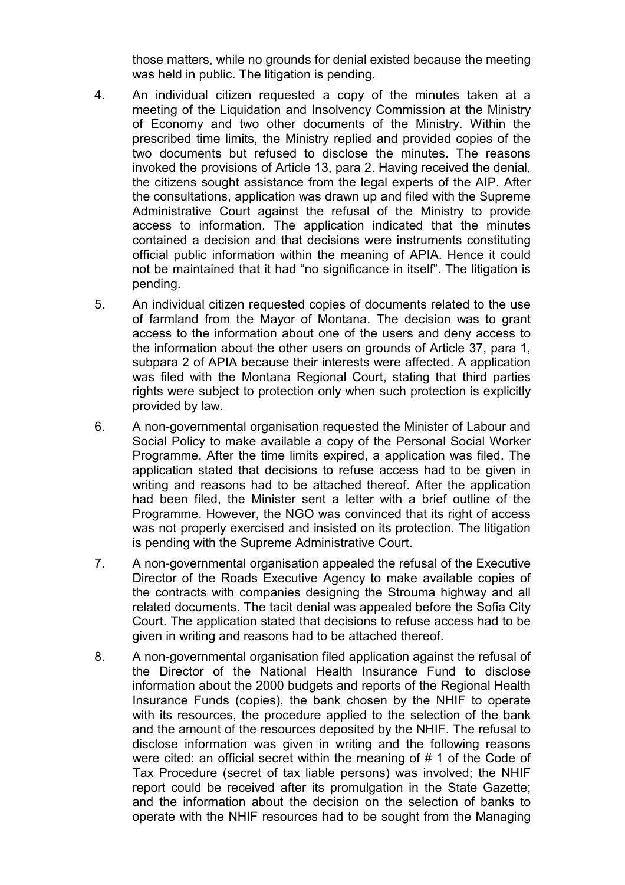those matters, while no grounds for denial existed because the meeting was held in public. The litigation is pending.

4. An individual citizen requested a copy of the minutes taken at a meeting of the Liquidation and Insolvency Commission at the Ministry of Economy and two other documents of the Ministry. Within the prescribed time limits, the Ministry replied and provided copies of the two documents but refused to disclose the minutes. The reasons invoked the provisions of Article 13, para 2. Having received the denial, the citizens sought assistance from the legal experts of the AIP. After the consultations, application was drawn up and filed with the Supreme Administrative Court against the refusal of the Ministry to provide access to information. The application indicated that the minutes contained a decision and that decisions were instruments constituting official public information within the meaning of APIA. Hence it could not be maintained that it had "no significance in itself". The litigation is pending.

5. An individual citizen requested copies of documents related to the use of farmland from the Mayor of Montana. The decision was to grant access to the information about one of the users and deny access to the information about the other users on grounds of Article 37, para 1, subpara 2 of APIA because their interests were affected. A application was filed with the Montana Regional Court, stating that third parties rights were subject to protection only when such protection is explicitly provided by law.

6. A non-governmental organisation requested the Minister of Labour and Social Policy to make available a copy of the Personal Social Worker Programme. After the time limits expired, a application was filed. The application stated that decisions to refuse access had to be given in writing and reasons had to be attached thereof. After the application had been filed, the Minister sent a letter with a brief outline of the Programme. However, the NGO was convinced that its right of access was not properly exercised and insisted on its protection. The litigation is pending with the Supreme Administrative Court.

7. A non-governmental organisation appealed the refusal of the Executive Director of the Roads Executive Agency to make available copies of the contracts with companies designing the Strouma highway and all related documents. The tacit denial was appealed before the Sofia City Court. The application stated that decisions to refuse access had to be given in writing and reasons had to be attached thereof.

8. A non-governmental organisation filed application against the refusal of the Director of the National Health Insurance Fund to disclose information about the 2000 budgets and reports of the Regional Health Insurance Funds (copies), the bank chosen by the NHIF to operate with its resources, the procedure applied to the selection of the bank and the amount of the resources deposited by the NHIF. The refusal to disclose information was given in writing and the following reasons were cited: an official secret within the meaning of # 1 of the Code of Tax Procedure (secret of tax liable persons) was involved; the NHIF report could be received after its promulgation in the State Gazette; and the information about the decision on the selection of banks to operate with the NHIF resources had to be sought from the Managing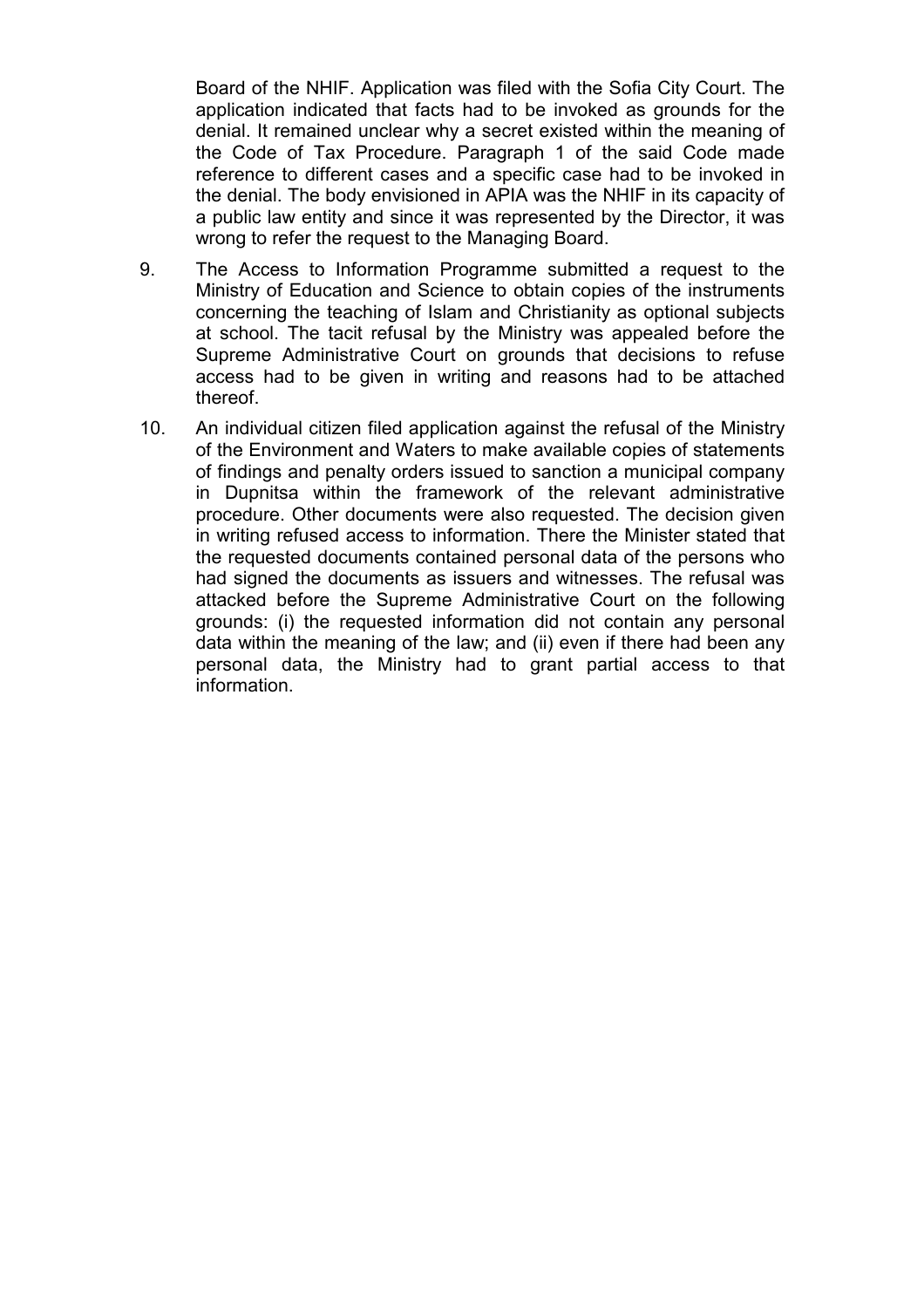Board of the NHIF. Application was filed with the Sofia City Court. The application indicated that facts had to be invoked as grounds for the denial. It remained unclear why a secret existed within the meaning of the Code of Tax Procedure. Paragraph 1 of the said Code made reference to different cases and a specific case had to be invoked in the denial. The body envisioned in APIA was the NHIF in its capacity of a public law entity and since it was represented by the Director, it was wrong to refer the request to the Managing Board.

9. The Access to Information Programme submitted a request to the Ministry of Education and Science to obtain copies of the instruments concerning the teaching of Islam and Christianity as optional subjects at school. The tacit refusal by the Ministry was appealed before the Supreme Administrative Court on grounds that decisions to refuse access had to be given in writing and reasons had to be attached thereof.

10. An individual citizen filed application against the refusal of the Ministry of the Environment and Waters to make available copies of statements of findings and penalty orders issued to sanction a municipal company in Dupnitsa within the framework of the relevant administrative procedure. Other documents were also requested. The decision given in writing refused access to information. There the Minister stated that the requested documents contained personal data of the persons who had signed the documents as issuers and witnesses. The refusal was attacked before the Supreme Administrative Court on the following grounds: (i) the requested information did not contain any personal data within the meaning of the law; and (ii) even if there had been any personal data, the Ministry had to grant partial access to that information.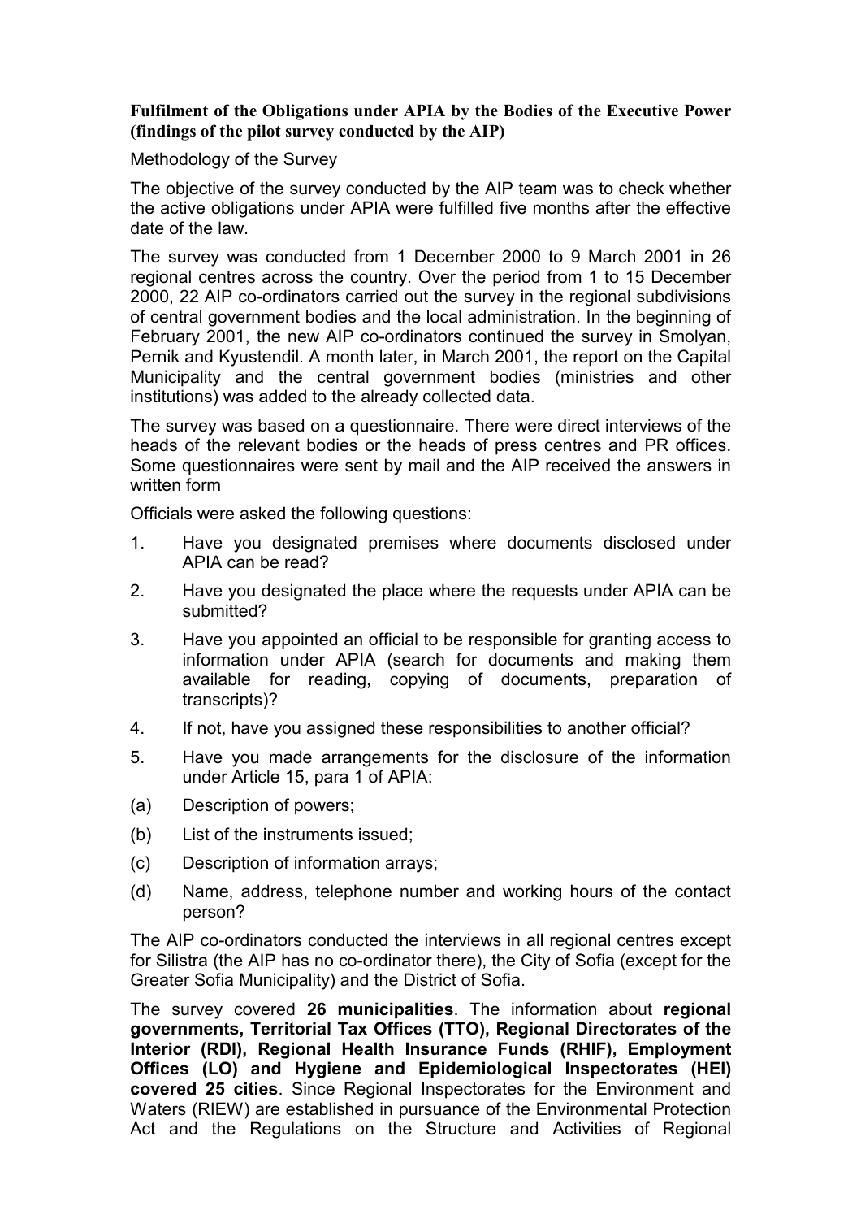**Fulfilment of the Obligations under APIA by the Bodies of the Executive Power (findings of the pilot survey conducted by the AIP)**

Methodology of the Survey

The objective of the survey conducted by the AIP team was to check whether the active obligations under APIA were fulfilled five months after the effective date of the law.

The survey was conducted from 1 December 2000 to 9 March 2001 in 26 regional centres across the country. Over the period from 1 to 15 December 2000, 22 AIP co-ordinators carried out the survey in the regional subdivisions of central government bodies and the local administration. In the beginning of February 2001, the new AIP co-ordinators continued the survey in Smolyan, Pernik and Kyustendil. A month later, in March 2001, the report on the Capital Municipality and the central government bodies (ministries and other institutions) was added to the already collected data.

The survey was based on a questionnaire. There were direct interviews of the heads of the relevant bodies or the heads of press centres and PR offices. Some questionnaires were sent by mail and the AIP received the answers in written form

Officials were asked the following questions:

1. Have you designated premises where documents disclosed under APIA can be read?
2. Have you designated the place where the requests under APIA can be submitted?
3. Have you appointed an official to be responsible for granting access to information under APIA (search for documents and making them available for reading, copying of documents, preparation of transcripts)?
4. If not, have you assigned these responsibilities to another official?
5. Have you made arrangements for the disclosure of the information under Article 15, para 1 of APIA:

(a) Description of powers;

(b) List of the instruments issued;

(c) Description of information arrays;

(d) Name, address, telephone number and working hours of the contact person?

The AIP co-ordinators conducted the interviews in all regional centres except for Silistra (the AIP has no co-ordinator there), the City of Sofia (except for the Greater Sofia Municipality) and the District of Sofia.

The survey covered **26 municipalities**. The information about **regional governments, Territorial Tax Offices (TTO), Regional Directorates of the Interior (RDI), Regional Health Insurance Funds (RHIF), Employment Offices (LO) and Hygiene and Epidemiological Inspectorates (HEI) covered 25 cities**. Since Regional Inspectorates for the Environment and Waters (RIEW) are established in pursuance of the Environmental Protection Act and the Regulations on the Structure and Activities of Regional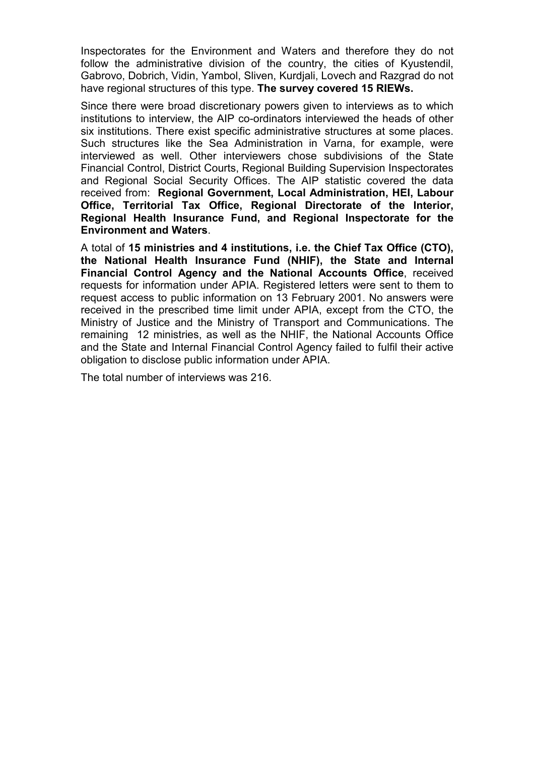Inspectorates for the Environment and Waters and therefore they do not follow the administrative division of the country, the cities of Kyustendil, Gabrovo, Dobrich, Vidin, Yambol, Sliven, Kurdjali, Lovech and Razgrad do not have regional structures of this type. **The survey covered 15 RIEWs.**

Since there were broad discretionary powers given to interviews as to which institutions to interview, the AIP co-ordinators interviewed the heads of other six institutions. There exist specific administrative structures at some places. Such structures like the Sea Administration in Varna, for example, were interviewed as well. Other interviewers chose subdivisions of the State Financial Control, District Courts, Regional Building Supervision Inspectorates and Regional Social Security Offices. The AIP statistic covered the data received from: **Regional Government, Local Administration, HEI, Labour Office, Territorial Tax Office, Regional Directorate of the Interior, Regional Health Insurance Fund, and Regional Inspectorate for the Environment and Waters**.

A total of **15 ministries and 4 institutions, i.e. the Chief Tax Office (CTO), the National Health Insurance Fund (NHIF), the State and Internal Financial Control Agency and the National Accounts Office**, received requests for information under APIA. Registered letters were sent to them to request access to public information on 13 February 2001. No answers were received in the prescribed time limit under APIA, except from the CTO, the Ministry of Justice and the Ministry of Transport and Communications. The remaining 12 ministries, as well as the NHIF, the National Accounts Office and the State and Internal Financial Control Agency failed to fulfil their active obligation to disclose public information under APIA.

The total number of interviews was 216.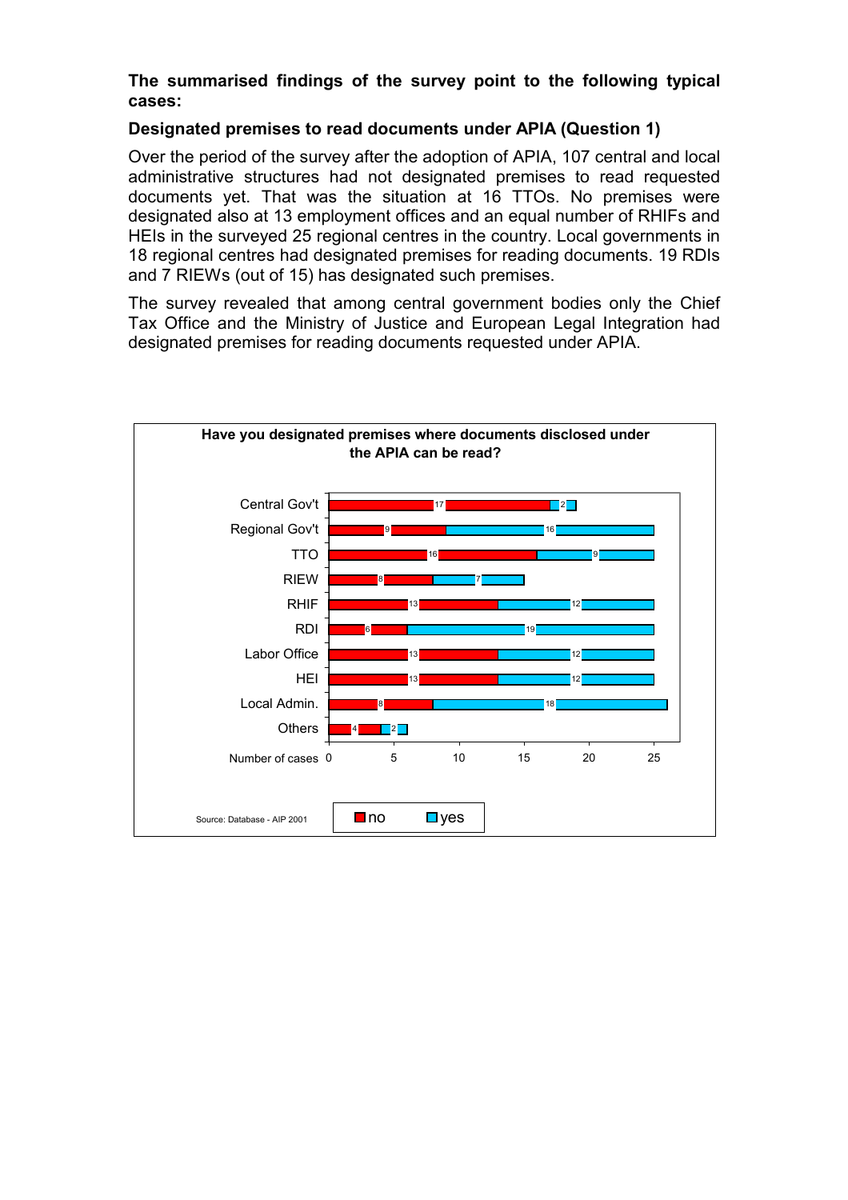**The summarised findings of the survey point to the following typical cases:**

**Designated premises to read documents under APIA (Question 1)**

Over the period of the survey after the adoption of APIA, 107 central and local administrative structures had not designated premises to read requested documents yet. That was the situation at 16 TTOs. No premises were designated also at 13 employment offices and an equal number of RHIFs and HEIs in the surveyed 25 regional centres in the country. Local governments in 18 regional centres had designated premises for reading documents. 19 RDIs and 7 RIEWs (out of 15) has designated such premises.

The survey revealed that among central government bodies only the Chief Tax Office and the Ministry of Justice and European Legal Integration had designated premises for reading documents requested under APIA.

**Have you designated premises where documents disclosed under the APIA can be read?**

Central Gov't 17 2
Regional Gov't 9 16
TTO 16 9
RIEW 8 7
RHIF 13 12
RDI 6 19
Labor Office 13 12
HEI 13 12
Local Admin. 8 18
Others 4 2

Number of cases 0 5 10 15 20 25

Source: Database - AIP 2001

no yes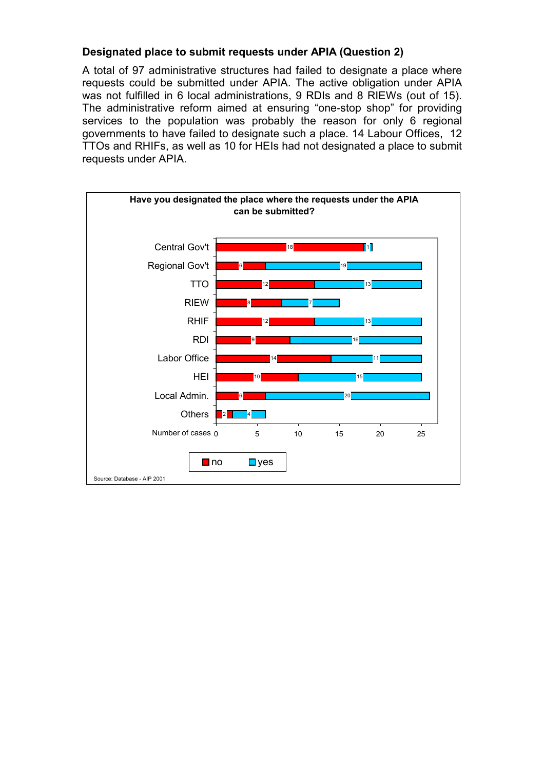### Designated place to submit requests under APIA (Question 2)

A total of 97 administrative structures had failed to designate a place where requests could be submitted under APIA. The active obligation under APIA was not fulfilled in 6 local administrations, 9 RDIs and 8 RIEWs (out of 15). The administrative reform aimed at ensuring "one-stop shop" for providing services to the population was probably the reason for only 6 regional governments to have failed to designate such a place. 14 Labour Offices, 12 TTOs and RHIFs, as well as 10 for HEIs had not designated a place to submit requests under APIA.

**Have you designated the place where the requests under the APIA can be submitted?**

Central Gov't 18 1

Regional Gov't 6 19

TTO 12 13

RIEW 8 7

RHIF 12 13

RDI 9 16

Labor Office 14 11

HEI 10 15

Local Admin. 6 20

Others 2 4

Number of cases 0 5 10 15 20 25

no yes

Source: Database - AIP 2001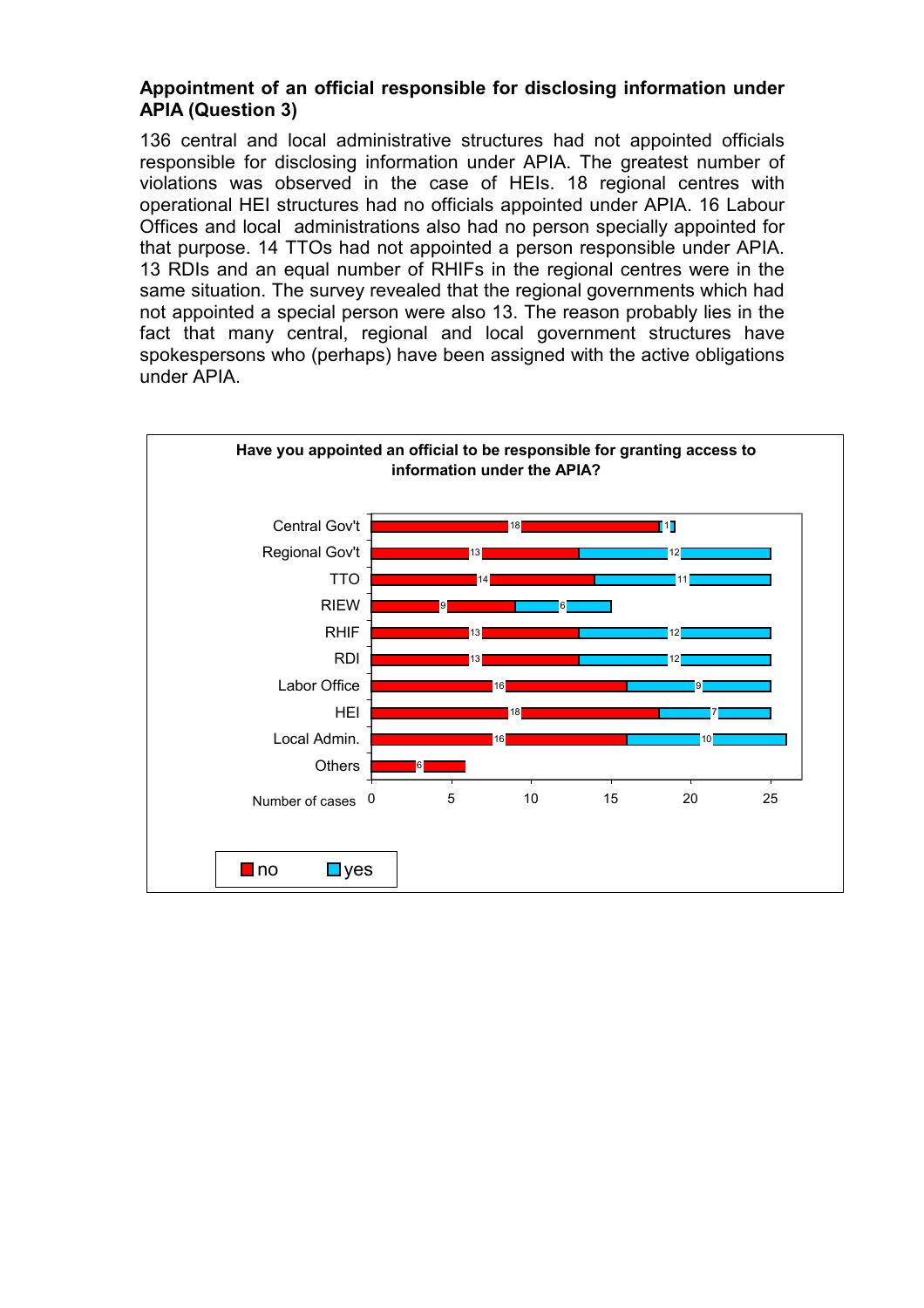**Appointment of an official responsible for disclosing information under APIA (Question 3)**

136 central and local administrative structures had not appointed officials responsible for disclosing information under APIA. The greatest number of violations was observed in the case of HEIs. 18 regional centres with operational HEI structures had no officials appointed under APIA. 16 Labour Offices and local administrations also had no person specially appointed for that purpose. 14 TTOs had not appointed a person responsible under APIA. 13 RDIs and an equal number of RHIFs in the regional centres were in the same situation. The survey revealed that the regional governments which had not appointed a special person were also 13. The reason probably lies in the fact that many central, regional and local government structures have spokespersons who (perhaps) have been assigned with the active obligations under APIA.

**Have you appointed an official to be responsible for granting access to information under the APIA?**

Central Gov't 18 1
Regional Gov't 13 12
TTO 14 11
RIEW 9 6
RHIF 13 12
RDI 13 12
Labor Office 16 9
HEI 18 7
Local Admin. 16 10
Others 6

Number of cases 0 5 10 15 20 25

no yes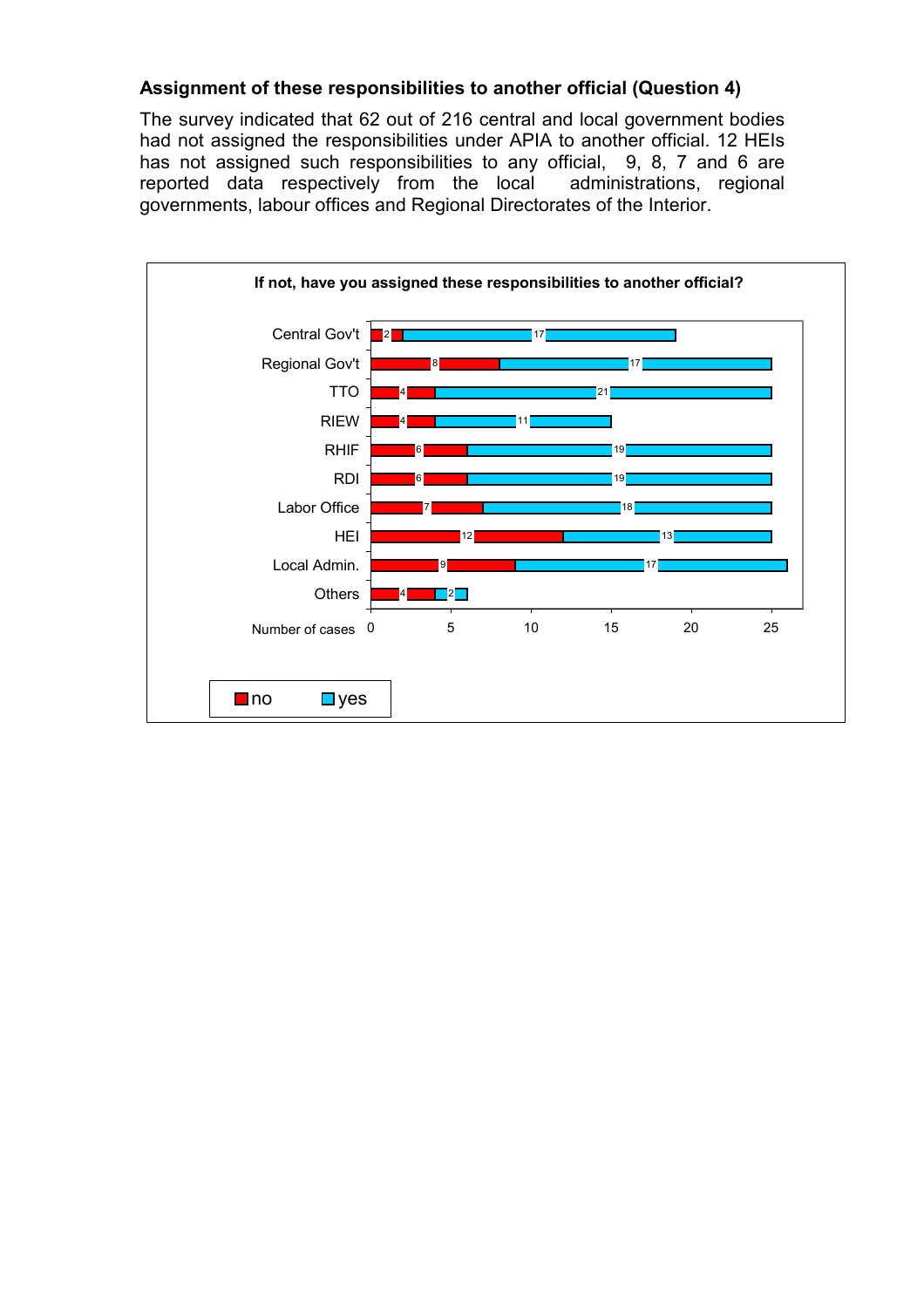### Assignment of these responsibilities to another official (Question 4)

The survey indicated that 62 out of 216 central and local government bodies had not assigned the responsibilities under APIA to another official. 12 HEIs has not assigned such responsibilities to any official, 9, 8, 7 and 6 are reported data respectively from the local administrations, regional governments, labour offices and Regional Directorates of the Interior.

**If not, have you assigned these responsibilities to another official?**

Central Gov't 2 17
Regional Gov't 8 17
TTO 4 21
RIEW 4 11
RHIF 6 19
RDI 6 19
Labor Office 7 18
HEI 12 13
Local Admin. 9 17
Others 4 2

Number of cases 0 5 10 15 20 25

no yes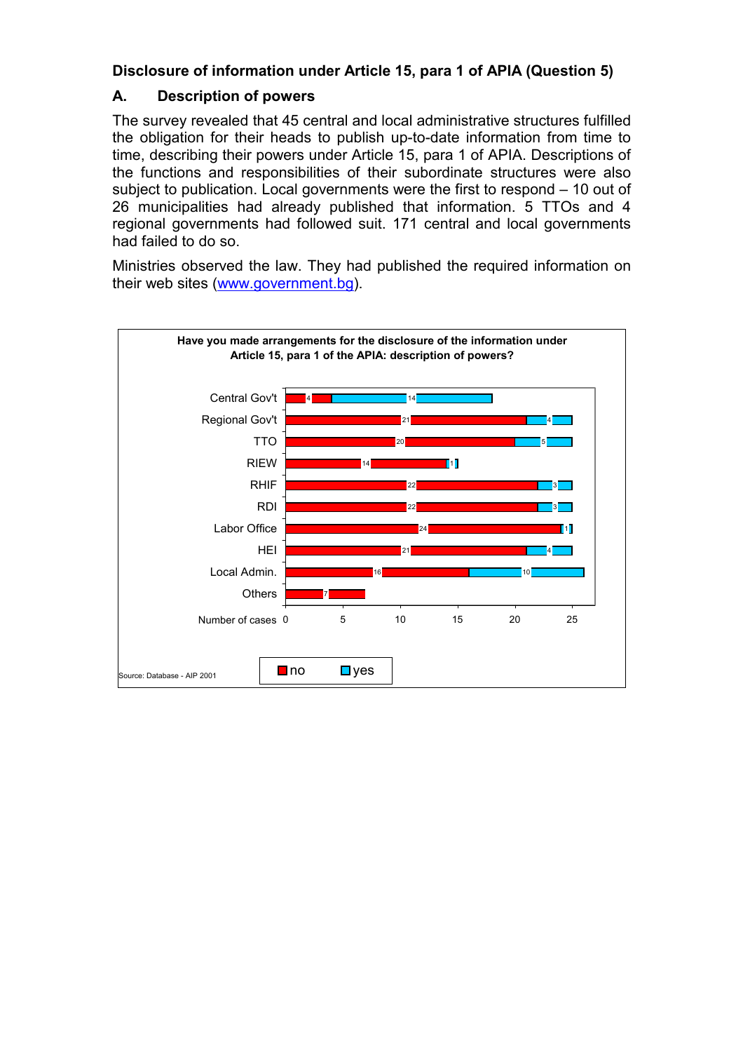### Disclosure of information under Article 15, para 1 of APIA (Question 5)

### A. Description of powers

The survey revealed that 45 central and local administrative structures fulfilled the obligation for their heads to publish up-to-date information from time to time, describing their powers under Article 15, para 1 of APIA. Descriptions of the functions and responsibilities of their subordinate structures were also subject to publication. Local governments were the first to respond – 10 out of 26 municipalities had already published that information. 5 TTOs and 4 regional governments had followed suit. 171 central and local governments had failed to do so.

Ministries observed the law. They had published the required information on their web sites (www.government.bg).

Have you made arrangements for the disclosure of the information under Article 15, para 1 of the APIA: description of powers?

Central Gov't 4 14
Regional Gov't 21 4
TTO 20 5
RIEW 14 1
RHIF 22 3
RDI 22 3
Labor Office 24 1
HEI 21 4
Local Admin. 16 10
Others 7

Number of cases 0 5 10 15 20 25

no yes

Source: Database - AIP 2001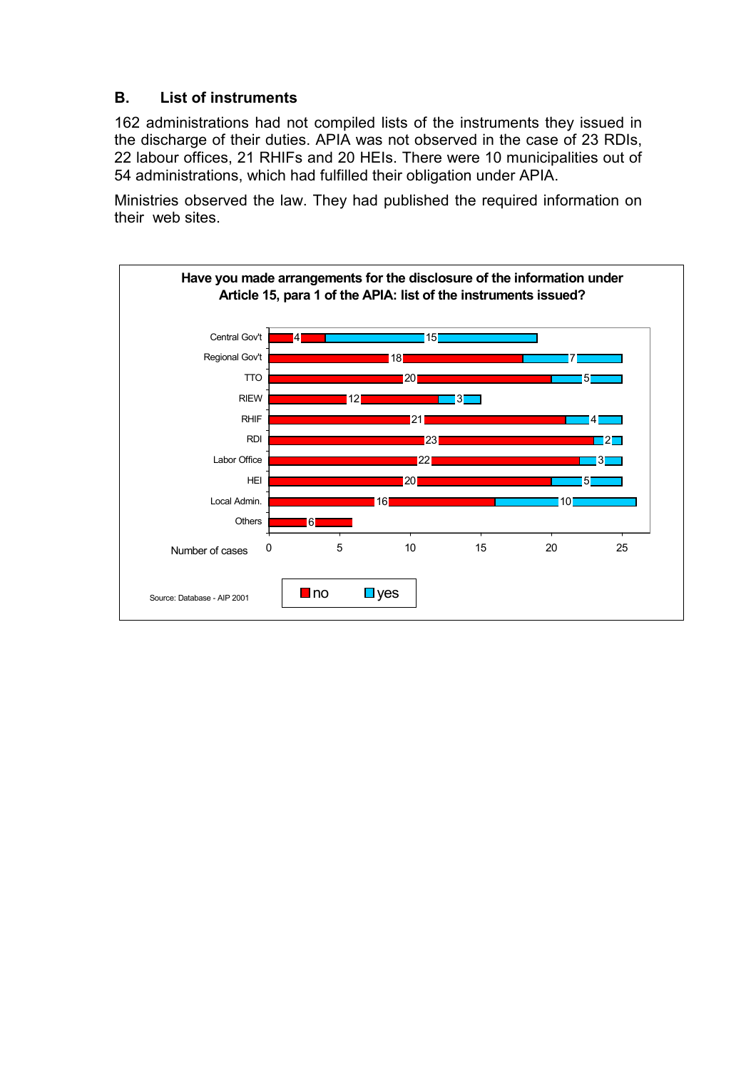## B. List of instruments

162 administrations had not compiled lists of the instruments they issued in the discharge of their duties. APIA was not observed in the case of 23 RDIs, 22 labour offices, 21 RHIFs and 20 HEIs. There were 10 municipalities out of 54 administrations, which had fulfilled their obligation under APIA.

Ministries observed the law. They had published the required information on their web sites.

**Have you made arrangements for the disclosure of the information under Article 15, para 1 of the APIA: list of the instruments issued?**

Central Gov't 4 15

Regional Gov't 18 7

TTO 20 5

RIEW 12 3

RHIF 21 4

RDI 23 2

Labor Office 22 3

HEI 20 5

Local Admin. 16 10

Others 6

Number of cases 0 5 10 15 20 25

no yes

Source: Database - AIP 2001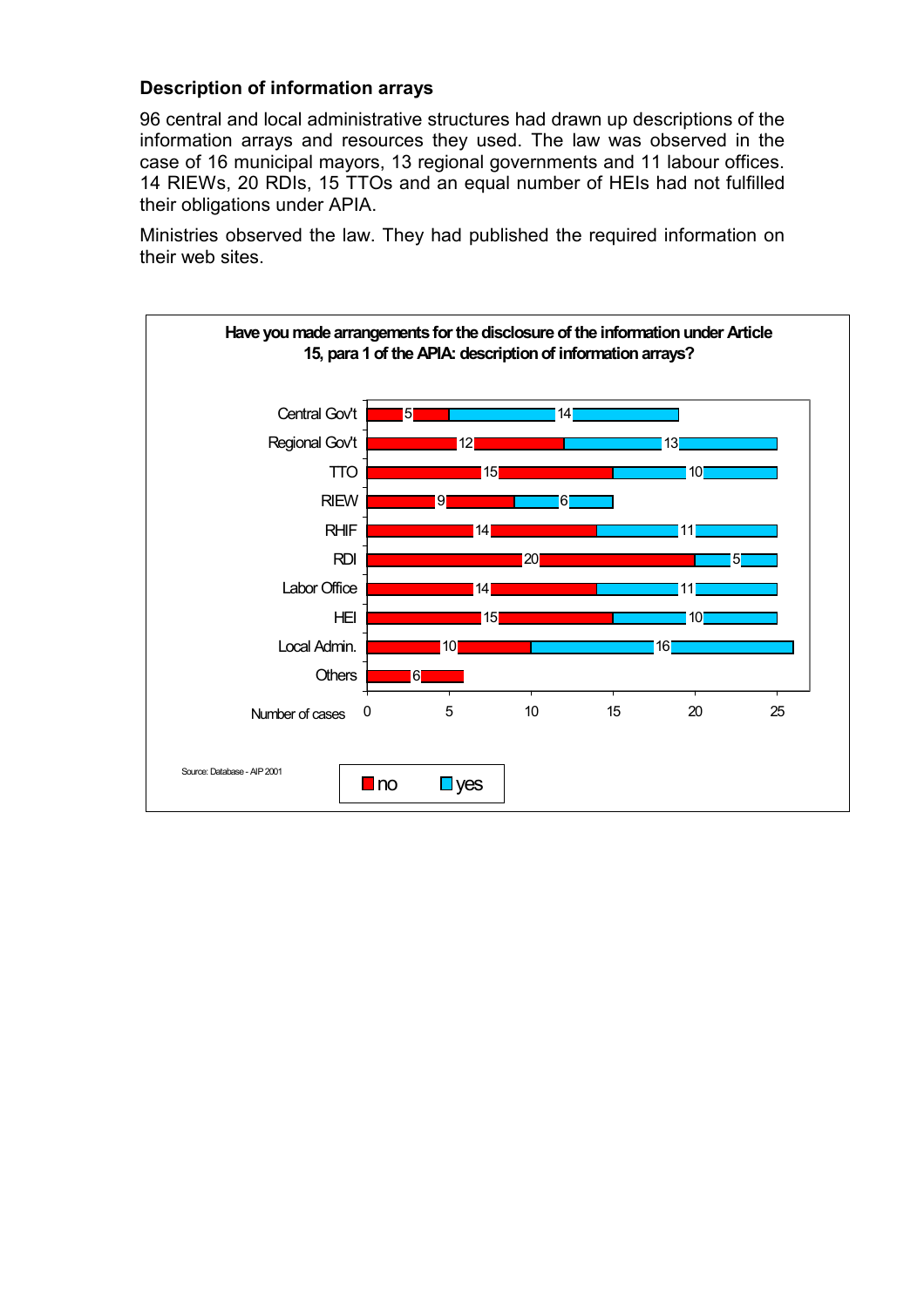### Description of information arrays

96 central and local administrative structures had drawn up descriptions of the information arrays and resources they used. The law was observed in the case of 16 municipal mayors, 13 regional governments and 11 labour offices. 14 RIEWs, 20 RDIs, 15 TTOs and an equal number of HEIs had not fulfilled their obligations under APIA.

Ministries observed the law. They had published the required information on their web sites.

**Have you made arrangements for the disclosure of the information under Article 15, para 1 of the APIA: description of information arrays?**

Central Gov't 5 14
Regional Gov't 12 13
TTO 15 10
RIEW 9 6
RHIF 14 11
RDI 20 5
Labor Office 14 11
HEI 15 10
Local Admin. 10 16
Others 6

Number of cases 0 5 10 15 20 25

Source: Database - AIP 2001

no yes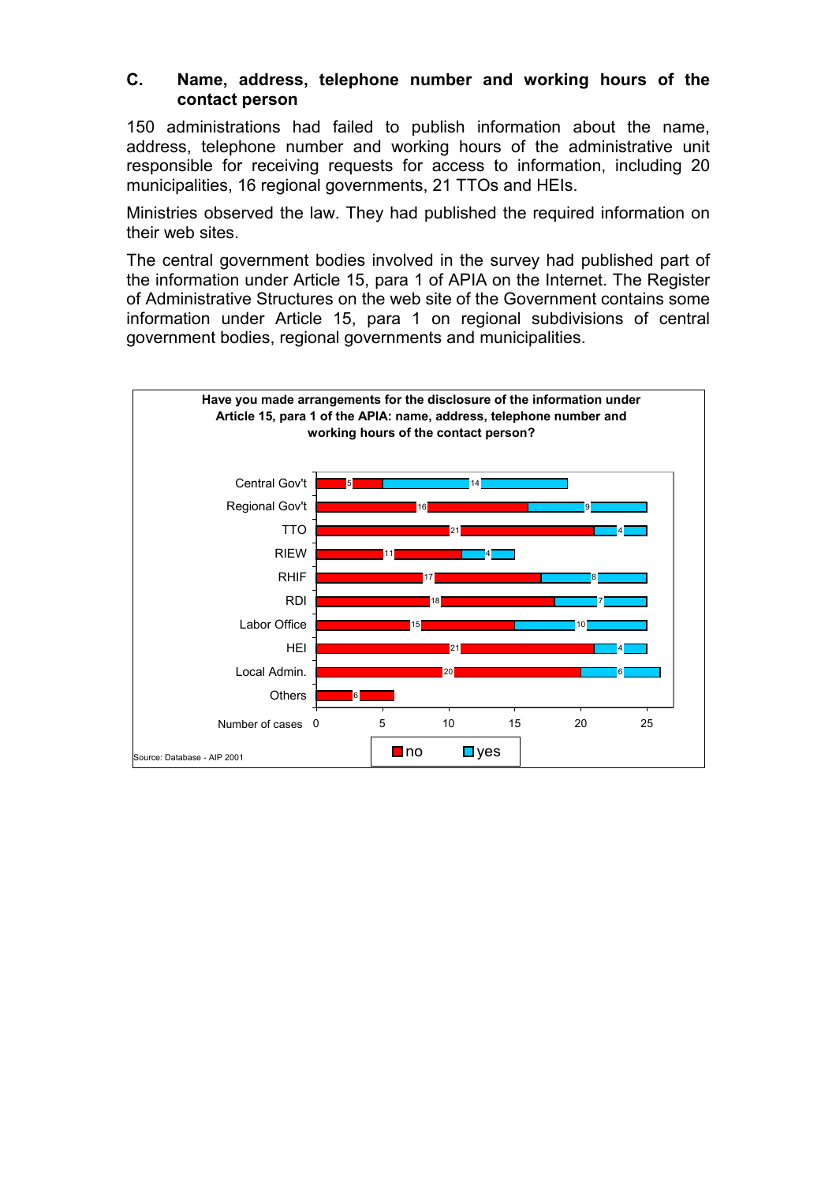### C. Name, address, telephone number and working hours of the contact person

150 administrations had failed to publish information about the name, address, telephone number and working hours of the administrative unit responsible for receiving requests for access to information, including 20 municipalities, 16 regional governments, 21 TTOs and HEIs.

Ministries observed the law. They had published the required information on their web sites.

The central government bodies involved in the survey had published part of the information under Article 15, para 1 of APIA on the Internet. The Register of Administrative Structures on the web site of the Government contains some information under Article 15, para 1 on regional subdivisions of central government bodies, regional governments and municipalities.

**Have you made arrangements for the disclosure of the information under Article 15, para 1 of the APIA: name, address, telephone number and working hours of the contact person?**

Central Gov't 5 14
Regional Gov't 16 9
TTO 21 4
RIEW 11 4
RHIF 17 8
RDI 18 7
Labor Office 15 10
HEI 21 4
Local Admin. 20 6
Others 6

Number of cases 0 5 10 15 20 25

no yes

Source: Database - AIP 2001